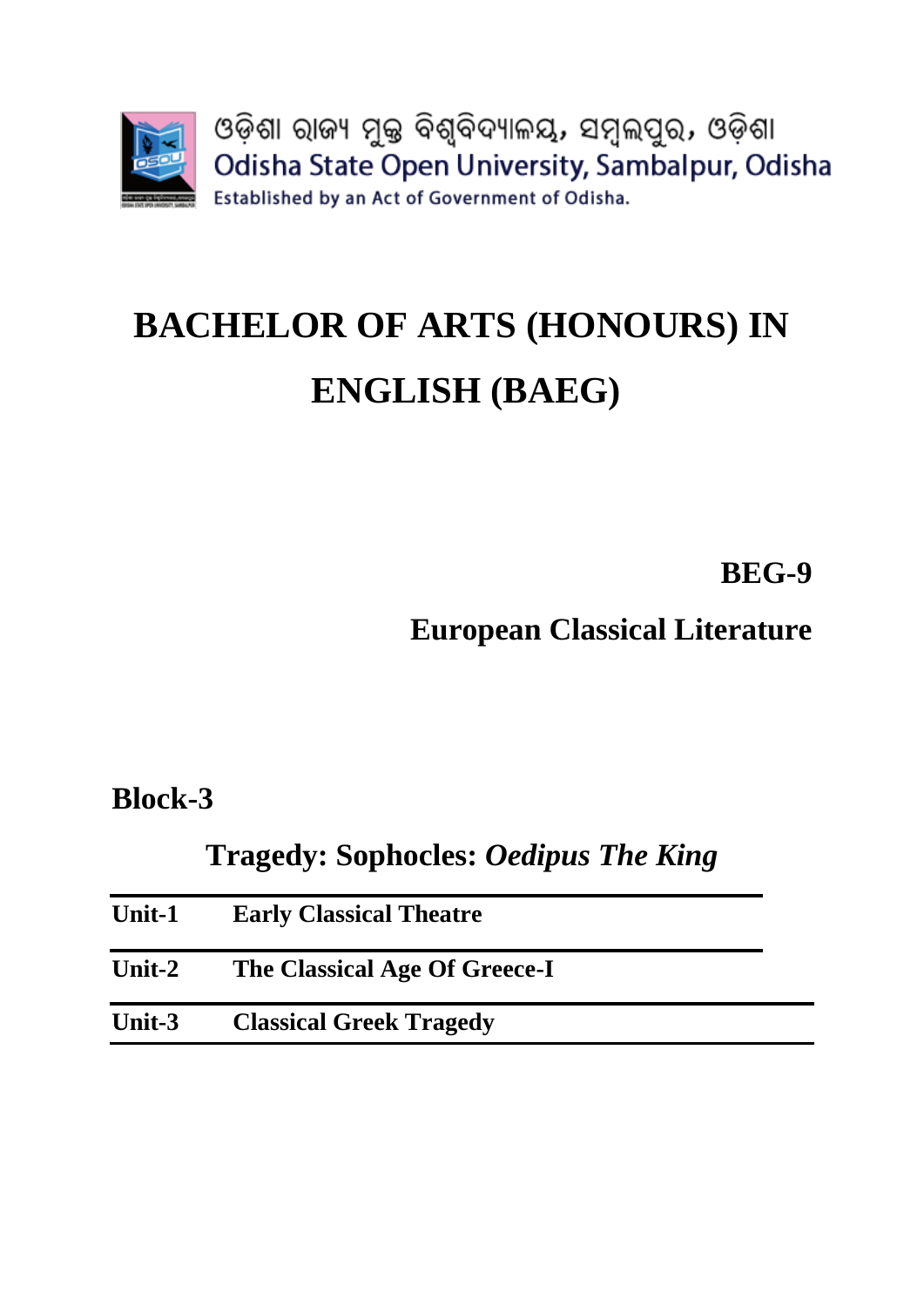ଓଡ଼ିଶା ରାଜ୍ୟ ମୁକ୍ତ ବିଶ୍ୱବିଦ୍ୟାଳୟ, ସମ୍ବଲପୁର, ଓଡ଼ିଶା

Odisha State Open University, Sambalpur, Odisha

Established by an Act of Government of Odisha.

# BACHELOR OF ARTS (HONOURS) IN ENGLISH (BAEG)

## BEG-9

## European Classical Literature

## Block-3

### Tragedy: Sophocles: *Oedipus The King*

| | |
|---|---|
| **Unit-1** | **Early Classical Theatre** |
| **Unit-2** | **The Classical Age Of Greece-I** |
| **Unit-3** | **Classical Greek Tragedy** |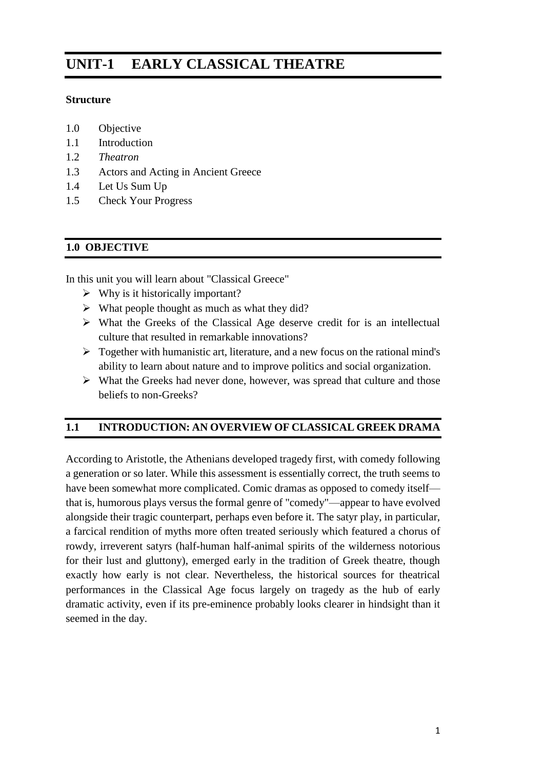# UNIT-1 EARLY CLASSICAL THEATRE

**Structure**

1.0 Objective
1.1 Introduction
1.2 *Theatron*
1.3 Actors and Acting in Ancient Greece
1.4 Let Us Sum Up
1.5 Check Your Progress

## 1.0 OBJECTIVE

In this unit you will learn about "Classical Greece"

- Why is it historically important?
- What people thought as much as what they did?
- What the Greeks of the Classical Age deserve credit for is an intellectual culture that resulted in remarkable innovations?
- Together with humanistic art, literature, and a new focus on the rational mind's ability to learn about nature and to improve politics and social organization.
- What the Greeks had never done, however, was spread that culture and those beliefs to non-Greeks?

## 1.1 INTRODUCTION: AN OVERVIEW OF CLASSICAL GREEK DRAMA

According to Aristotle, the Athenians developed tragedy first, with comedy following a generation or so later. While this assessment is essentially correct, the truth seems to have been somewhat more complicated. Comic dramas as opposed to comedy itself—that is, humorous plays versus the formal genre of "comedy"—appear to have evolved alongside their tragic counterpart, perhaps even before it. The satyr play, in particular, a farcical rendition of myths more often treated seriously which featured a chorus of rowdy, irreverent satyrs (half-human half-animal spirits of the wilderness notorious for their lust and gluttony), emerged early in the tradition of Greek theatre, though exactly how early is not clear. Nevertheless, the historical sources for theatrical performances in the Classical Age focus largely on tragedy as the hub of early dramatic activity, even if its pre-eminence probably looks clearer in hindsight than it seemed in the day.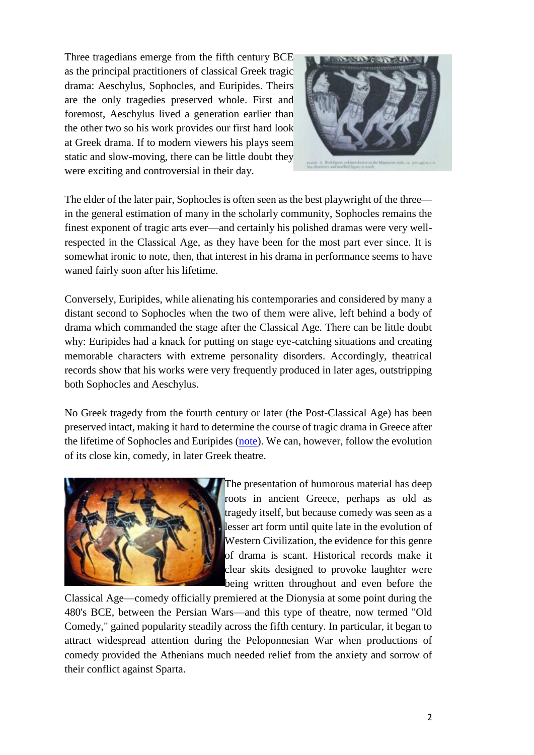Three tragedians emerge from the fifth century BCE as the principal practitioners of classical Greek tragic drama: Aeschylus, Sophocles, and Euripides. Theirs are the only tragedies preserved whole. First and foremost, Aeschylus lived a generation earlier than the other two so his work provides our first hard look at Greek drama. If to modern viewers his plays seem static and slow-moving, there can be little doubt they were exciting and controversial in their day.

The elder of the later pair, Sophocles is often seen as the best playwright of the three—in the general estimation of many in the scholarly community, Sophocles remains the finest exponent of tragic arts ever—and certainly his polished dramas were very well-respected in the Classical Age, as they have been for the most part ever since. It is somewhat ironic to note, then, that interest in his drama in performance seems to have waned fairly soon after his lifetime.

Conversely, Euripides, while alienating his contemporaries and considered by many a distant second to Sophocles when the two of them were alive, left behind a body of drama which commanded the stage after the Classical Age. There can be little doubt why: Euripides had a knack for putting on stage eye-catching situations and creating memorable characters with extreme personality disorders. Accordingly, theatrical records show that his works were very frequently produced in later ages, outstripping both Sophocles and Aeschylus.

No Greek tragedy from the fourth century or later (the Post-Classical Age) has been preserved intact, making it hard to determine the course of tragic drama in Greece after the lifetime of Sophocles and Euripides (note). We can, however, follow the evolution of its close kin, comedy, in later Greek theatre.

The presentation of humorous material has deep roots in ancient Greece, perhaps as old as tragedy itself, but because comedy was seen as a lesser art form until quite late in the evolution of Western Civilization, the evidence for this genre of drama is scant. Historical records make it clear skits designed to provoke laughter were being written throughout and even before the Classical Age—comedy officially premiered at the Dionysia at some point during the 480's BCE, between the Persian Wars—and this type of theatre, now termed "Old Comedy," gained popularity steadily across the fifth century. In particular, it began to attract widespread attention during the Peloponnesian War when productions of comedy provided the Athenians much needed relief from the anxiety and sorrow of their conflict against Sparta.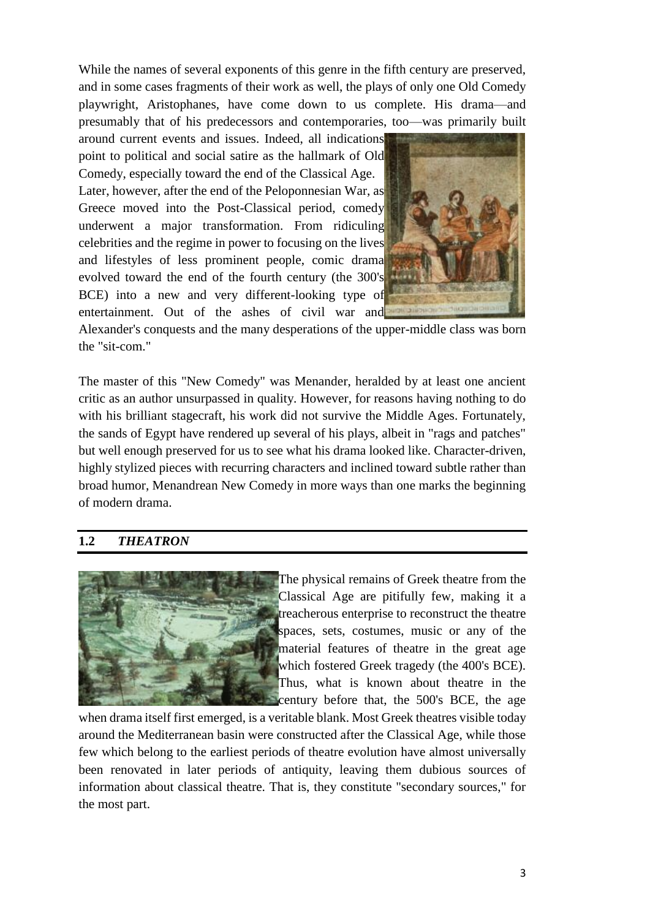While the names of several exponents of this genre in the fifth century are preserved, and in some cases fragments of their work as well, the plays of only one Old Comedy playwright, Aristophanes, have come down to us complete. His drama—and presumably that of his predecessors and contemporaries, too—was primarily built around current events and issues. Indeed, all indications point to political and social satire as the hallmark of Old Comedy, especially toward the end of the Classical Age.

Later, however, after the end of the Peloponnesian War, as Greece moved into the Post-Classical period, comedy underwent a major transformation. From ridiculing celebrities and the regime in power to focusing on the lives and lifestyles of less prominent people, comic drama evolved toward the end of the fourth century (the 300's BCE) into a new and very different-looking type of entertainment. Out of the ashes of civil war and Alexander's conquests and the many desperations of the upper-middle class was born the "sit-com."

The master of this "New Comedy" was Menander, heralded by at least one ancient critic as an author unsurpassed in quality. However, for reasons having nothing to do with his brilliant stagecraft, his work did not survive the Middle Ages. Fortunately, the sands of Egypt have rendered up several of his plays, albeit in "rags and patches" but well enough preserved for us to see what his drama looked like. Character-driven, highly stylized pieces with recurring characters and inclined toward subtle rather than broad humor, Menandrean New Comedy in more ways than one marks the beginning of modern drama.

## 1.2 *THEATRON*

The physical remains of Greek theatre from the Classical Age are pitifully few, making it a treacherous enterprise to reconstruct the theatre spaces, sets, costumes, music or any of the material features of theatre in the great age which fostered Greek tragedy (the 400's BCE). Thus, what is known about theatre in the century before that, the 500's BCE, the age when drama itself first emerged, is a veritable blank. Most Greek theatres visible today around the Mediterranean basin were constructed after the Classical Age, while those few which belong to the earliest periods of theatre evolution have almost universally been renovated in later periods of antiquity, leaving them dubious sources of information about classical theatre. That is, they constitute "secondary sources," for the most part.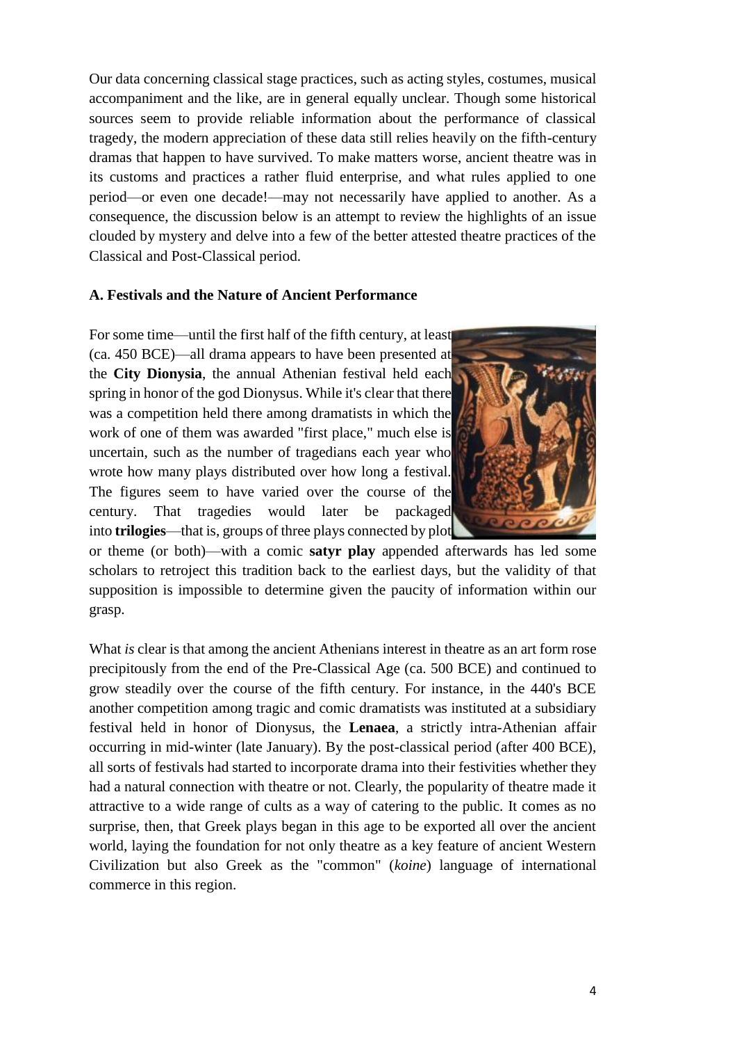Our data concerning classical stage practices, such as acting styles, costumes, musical accompaniment and the like, are in general equally unclear. Though some historical sources seem to provide reliable information about the performance of classical tragedy, the modern appreciation of these data still relies heavily on the fifth-century dramas that happen to have survived. To make matters worse, ancient theatre was in its customs and practices a rather fluid enterprise, and what rules applied to one period—or even one decade!—may not necessarily have applied to another. As a consequence, the discussion below is an attempt to review the highlights of an issue clouded by mystery and delve into a few of the better attested theatre practices of the Classical and Post-Classical period.

### A. Festivals and the Nature of Ancient Performance

For some time—until the first half of the fifth century, at least (ca. 450 BCE)—all drama appears to have been presented at the **City Dionysia**, the annual Athenian festival held each spring in honor of the god Dionysus. While it's clear that there was a competition held there among dramatists in which the work of one of them was awarded "first place," much else is uncertain, such as the number of tragedians each year who wrote how many plays distributed over how long a festival. The figures seem to have varied over the course of the century. That tragedies would later be packaged into **trilogies**—that is, groups of three plays connected by plot or theme (or both)—with a comic **satyr play** appended afterwards has led some scholars to retroject this tradition back to the earliest days, but the validity of that supposition is impossible to determine given the paucity of information within our grasp.

What *is* clear is that among the ancient Athenians interest in theatre as an art form rose precipitously from the end of the Pre-Classical Age (ca. 500 BCE) and continued to grow steadily over the course of the fifth century. For instance, in the 440's BCE another competition among tragic and comic dramatists was instituted at a subsidiary festival held in honor of Dionysus, the **Lenaea**, a strictly intra-Athenian affair occurring in mid-winter (late January). By the post-classical period (after 400 BCE), all sorts of festivals had started to incorporate drama into their festivities whether they had a natural connection with theatre or not. Clearly, the popularity of theatre made it attractive to a wide range of cults as a way of catering to the public. It comes as no surprise, then, that Greek plays began in this age to be exported all over the ancient world, laying the foundation for not only theatre as a key feature of ancient Western Civilization but also Greek as the "common" (*koine*) language of international commerce in this region.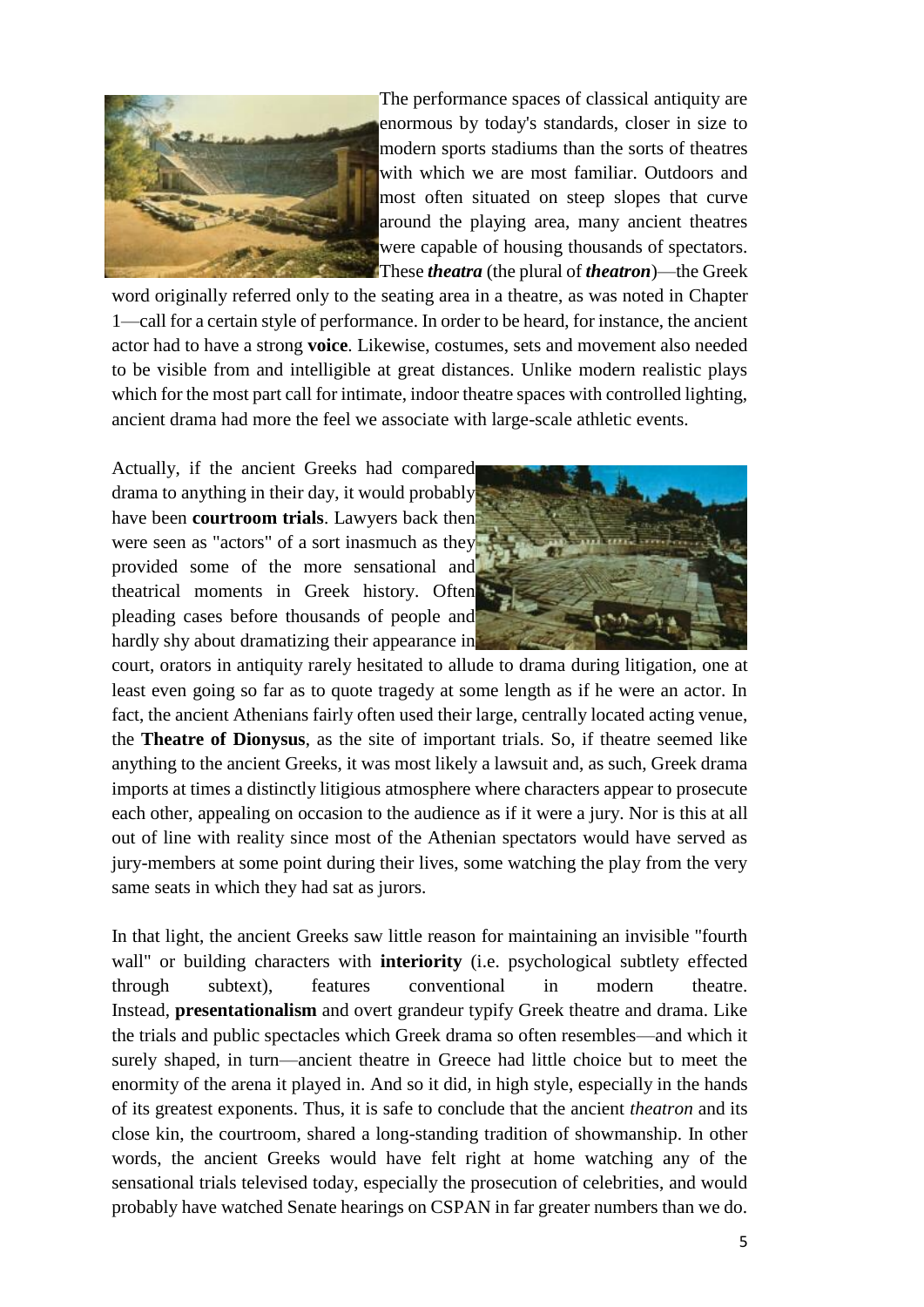The performance spaces of classical antiquity are enormous by today's standards, closer in size to modern sports stadiums than the sorts of theatres with which we are most familiar. Outdoors and most often situated on steep slopes that curve around the playing area, many ancient theatres were capable of housing thousands of spectators. These ***theatra*** (the plural of ***theatron***)—the Greek word originally referred only to the seating area in a theatre, as was noted in Chapter 1—call for a certain style of performance. In order to be heard, for instance, the ancient actor had to have a strong **voice**. Likewise, costumes, sets and movement also needed to be visible from and intelligible at great distances. Unlike modern realistic plays which for the most part call for intimate, indoor theatre spaces with controlled lighting, ancient drama had more the feel we associate with large-scale athletic events.

Actually, if the ancient Greeks had compared drama to anything in their day, it would probably have been **courtroom trials**. Lawyers back then were seen as "actors" of a sort inasmuch as they provided some of the more sensational and theatrical moments in Greek history. Often pleading cases before thousands of people and hardly shy about dramatizing their appearance in court, orators in antiquity rarely hesitated to allude to drama during litigation, one at least even going so far as to quote tragedy at some length as if he were an actor. In fact, the ancient Athenians fairly often used their large, centrally located acting venue, the **Theatre of Dionysus**, as the site of important trials. So, if theatre seemed like anything to the ancient Greeks, it was most likely a lawsuit and, as such, Greek drama imports at times a distinctly litigious atmosphere where characters appear to prosecute each other, appealing on occasion to the audience as if it were a jury. Nor is this at all out of line with reality since most of the Athenian spectators would have served as jury-members at some point during their lives, some watching the play from the very same seats in which they had sat as jurors.

In that light, the ancient Greeks saw little reason for maintaining an invisible "fourth wall" or building characters with **interiority** (i.e. psychological subtlety effected through subtext), features conventional in modern theatre. Instead, **presentationalism** and overt grandeur typify Greek theatre and drama. Like the trials and public spectacles which Greek drama so often resembles—and which it surely shaped, in turn—ancient theatre in Greece had little choice but to meet the enormity of the arena it played in. And so it did, in high style, especially in the hands of its greatest exponents. Thus, it is safe to conclude that the ancient *theatron* and its close kin, the courtroom, shared a long-standing tradition of showmanship. In other words, the ancient Greeks would have felt right at home watching any of the sensational trials televised today, especially the prosecution of celebrities, and would probably have watched Senate hearings on CSPAN in far greater numbers than we do.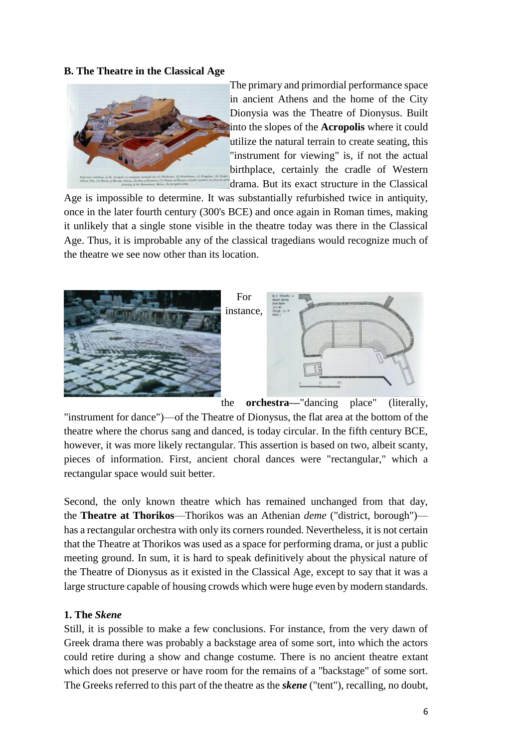**B. The Theatre in the Classical Age**

The primary and primordial performance space in ancient Athens and the home of the City Dionysia was the Theatre of Dionysus. Built into the slopes of the **Acropolis** where it could utilize the natural terrain to create seating, this "instrument for viewing" is, if not the actual birthplace, certainly the cradle of Western drama. But its exact structure in the Classical Age is impossible to determine. It was substantially refurbished twice in antiquity, once in the later fourth century (300's BCE) and once again in Roman times, making it unlikely that a single stone visible in the theatre today was there in the Classical Age. Thus, it is improbable any of the classical tragedians would recognize much of the theatre we see now other than its location.

For instance, the **orchestra**—"dancing place" (literally, "instrument for dance")—of the Theatre of Dionysus, the flat area at the bottom of the theatre where the chorus sang and danced, is today circular. In the fifth century BCE, however, it was more likely rectangular. This assertion is based on two, albeit scanty, pieces of information. First, ancient choral dances were "rectangular," which a rectangular space would suit better.

Second, the only known theatre which has remained unchanged from that day, the **Theatre at Thorikos**—Thorikos was an Athenian *deme* ("district, borough")—has a rectangular orchestra with only its corners rounded. Nevertheless, it is not certain that the Theatre at Thorikos was used as a space for performing drama, or just a public meeting ground. In sum, it is hard to speak definitively about the physical nature of the Theatre of Dionysus as it existed in the Classical Age, except to say that it was a large structure capable of housing crowds which were huge even by modern standards.

**1. The *Skene***

Still, it is possible to make a few conclusions. For instance, from the very dawn of Greek drama there was probably a backstage area of some sort, into which the actors could retire during a show and change costume. There is no ancient theatre extant which does not preserve or have room for the remains of a "backstage" of some sort. The Greeks referred to this part of the theatre as the ***skene*** ("tent"), recalling, no doubt,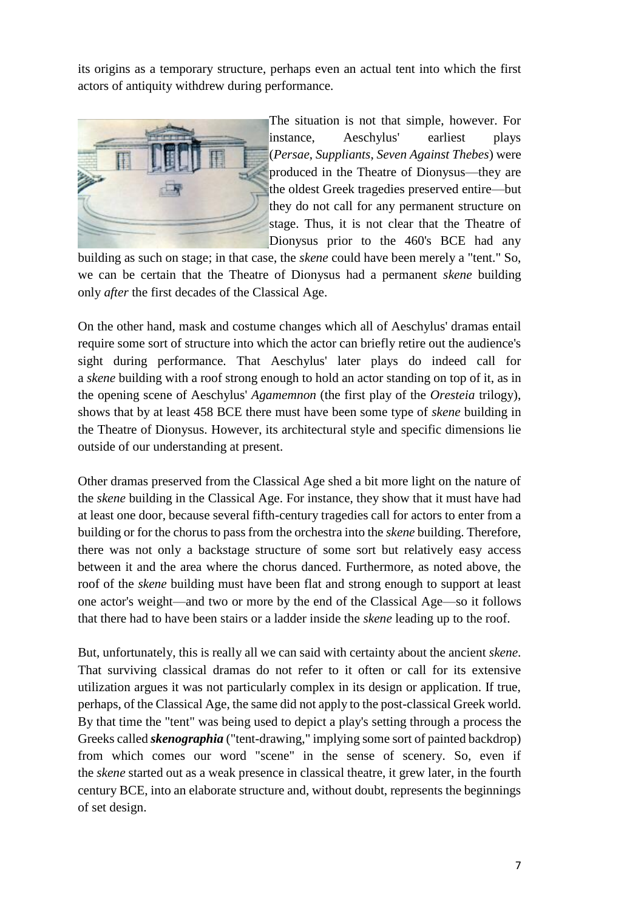its origins as a temporary structure, perhaps even an actual tent into which the first actors of antiquity withdrew during performance.

The situation is not that simple, however. For instance, Aeschylus' earliest plays (*Persae*, *Suppliants*, *Seven Against Thebes*) were produced in the Theatre of Dionysus—they are the oldest Greek tragedies preserved entire—but they do not call for any permanent structure on stage. Thus, it is not clear that the Theatre of Dionysus prior to the 460's BCE had any building as such on stage; in that case, the *skene* could have been merely a "tent." So, we can be certain that the Theatre of Dionysus had a permanent *skene* building only *after* the first decades of the Classical Age.

On the other hand, mask and costume changes which all of Aeschylus' dramas entail require some sort of structure into which the actor can briefly retire out the audience's sight during performance. That Aeschylus' later plays do indeed call for a *skene* building with a roof strong enough to hold an actor standing on top of it, as in the opening scene of Aeschylus' *Agamemnon* (the first play of the *Oresteia* trilogy), shows that by at least 458 BCE there must have been some type of *skene* building in the Theatre of Dionysus. However, its architectural style and specific dimensions lie outside of our understanding at present.

Other dramas preserved from the Classical Age shed a bit more light on the nature of the *skene* building in the Classical Age. For instance, they show that it must have had at least one door, because several fifth-century tragedies call for actors to enter from a building or for the chorus to pass from the orchestra into the *skene* building. Therefore, there was not only a backstage structure of some sort but relatively easy access between it and the area where the chorus danced. Furthermore, as noted above, the roof of the *skene* building must have been flat and strong enough to support at least one actor's weight—and two or more by the end of the Classical Age—so it follows that there had to have been stairs or a ladder inside the *skene* leading up to the roof.

But, unfortunately, this is really all we can said with certainty about the ancient *skene*. That surviving classical dramas do not refer to it often or call for its extensive utilization argues it was not particularly complex in its design or application. If true, perhaps, of the Classical Age, the same did not apply to the post-classical Greek world. By that time the "tent" was being used to depict a play's setting through a process the Greeks called ***skenographia*** ("tent-drawing," implying some sort of painted backdrop) from which comes our word "scene" in the sense of scenery. So, even if the *skene* started out as a weak presence in classical theatre, it grew later, in the fourth century BCE, into an elaborate structure and, without doubt, represents the beginnings of set design.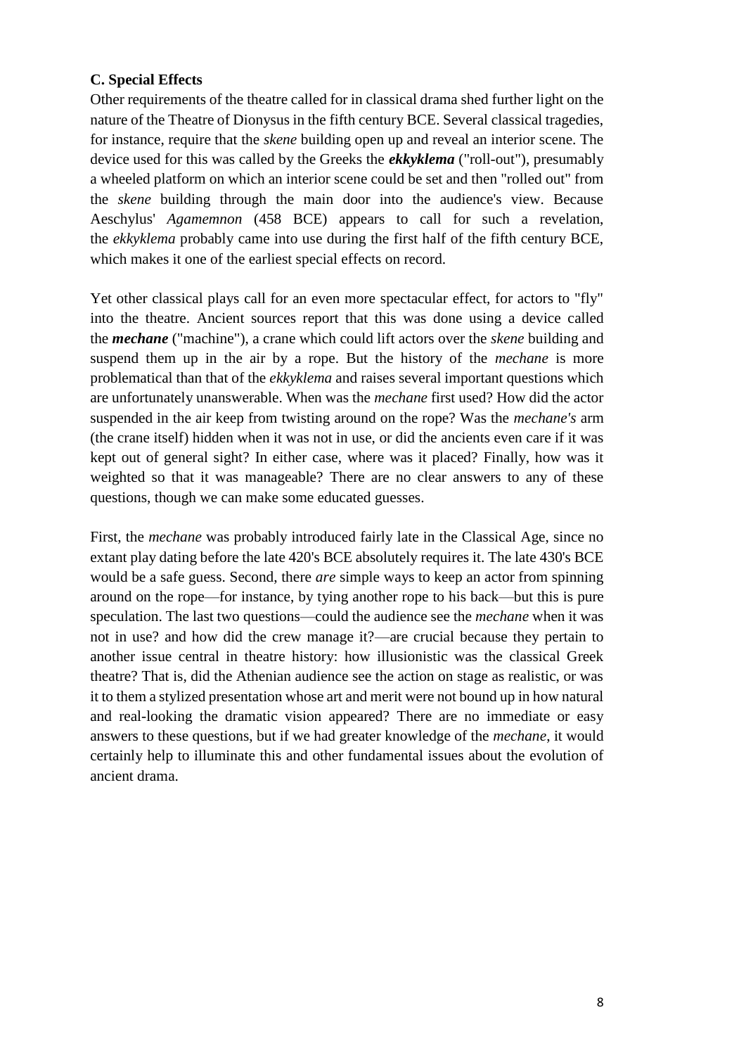**C. Special Effects**

Other requirements of the theatre called for in classical drama shed further light on the nature of the Theatre of Dionysus in the fifth century BCE. Several classical tragedies, for instance, require that the *skene* building open up and reveal an interior scene. The device used for this was called by the Greeks the ***ekkyklema*** ("roll-out"), presumably a wheeled platform on which an interior scene could be set and then "rolled out" from the *skene* building through the main door into the audience's view. Because Aeschylus' *Agamemnon* (458 BCE) appears to call for such a revelation, the *ekkyklema* probably came into use during the first half of the fifth century BCE, which makes it one of the earliest special effects on record.

Yet other classical plays call for an even more spectacular effect, for actors to "fly" into the theatre. Ancient sources report that this was done using a device called the ***mechane*** ("machine"), a crane which could lift actors over the *skene* building and suspend them up in the air by a rope. But the history of the *mechane* is more problematical than that of the *ekkyklema* and raises several important questions which are unfortunately unanswerable. When was the *mechane* first used? How did the actor suspended in the air keep from twisting around on the rope? Was the *mechane's* arm (the crane itself) hidden when it was not in use, or did the ancients even care if it was kept out of general sight? In either case, where was it placed? Finally, how was it weighted so that it was manageable? There are no clear answers to any of these questions, though we can make some educated guesses.

First, the *mechane* was probably introduced fairly late in the Classical Age, since no extant play dating before the late 420's BCE absolutely requires it. The late 430's BCE would be a safe guess. Second, there *are* simple ways to keep an actor from spinning around on the rope—for instance, by tying another rope to his back—but this is pure speculation. The last two questions—could the audience see the *mechane* when it was not in use? and how did the crew manage it?—are crucial because they pertain to another issue central in theatre history: how illusionistic was the classical Greek theatre? That is, did the Athenian audience see the action on stage as realistic, or was it to them a stylized presentation whose art and merit were not bound up in how natural and real-looking the dramatic vision appeared? There are no immediate or easy answers to these questions, but if we had greater knowledge of the *mechane*, it would certainly help to illuminate this and other fundamental issues about the evolution of ancient drama.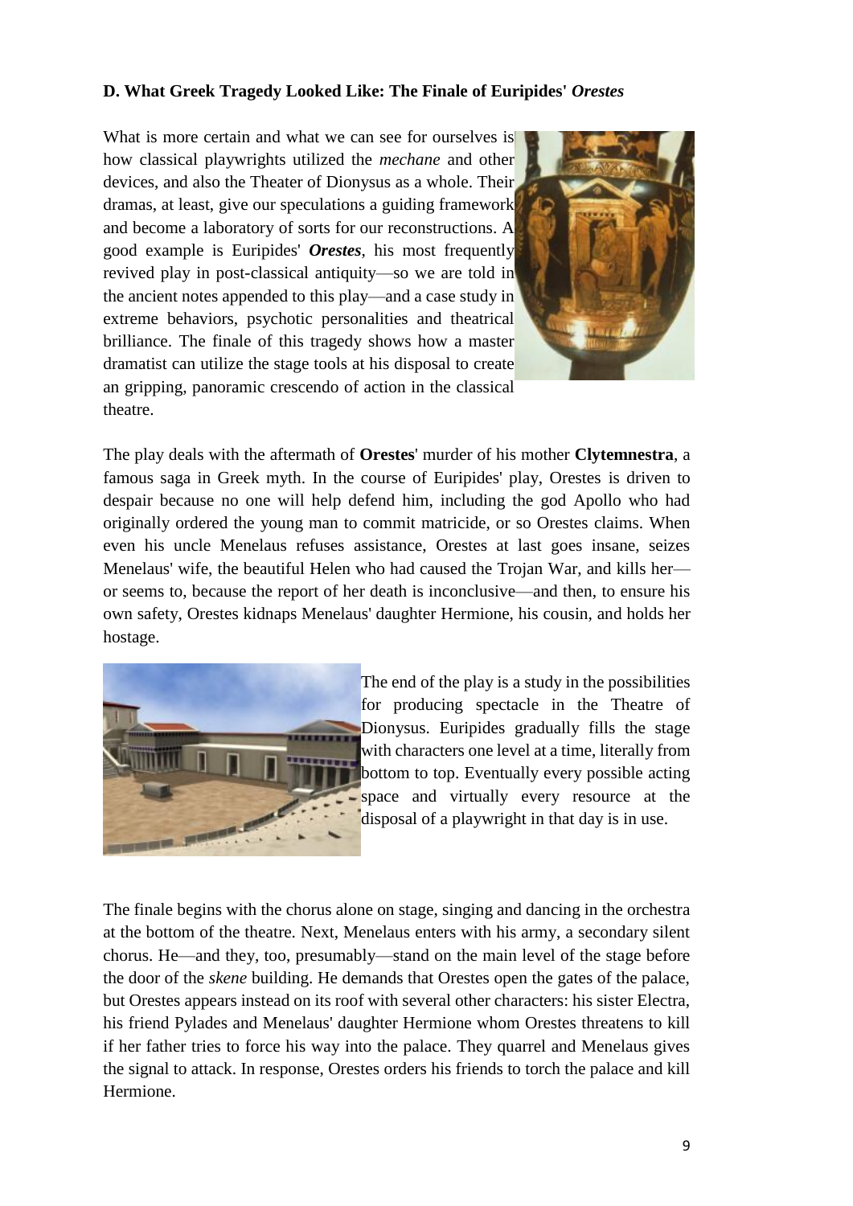**D. What Greek Tragedy Looked Like: The Finale of Euripides' *Orestes***

What is more certain and what we can see for ourselves is how classical playwrights utilized the *mechane* and other devices, and also the Theater of Dionysus as a whole. Their dramas, at least, give our speculations a guiding framework and become a laboratory of sorts for our reconstructions. A good example is Euripides' ***Orestes***, his most frequently revived play in post-classical antiquity—so we are told in the ancient notes appended to this play—and a case study in extreme behaviors, psychotic personalities and theatrical brilliance. The finale of this tragedy shows how a master dramatist can utilize the stage tools at his disposal to create an gripping, panoramic crescendo of action in the classical theatre.

The play deals with the aftermath of **Orestes**' murder of his mother **Clytemnestra**, a famous saga in Greek myth. In the course of Euripides' play, Orestes is driven to despair because no one will help defend him, including the god Apollo who had originally ordered the young man to commit matricide, or so Orestes claims. When even his uncle Menelaus refuses assistance, Orestes at last goes insane, seizes Menelaus' wife, the beautiful Helen who had caused the Trojan War, and kills her—or seems to, because the report of her death is inconclusive—and then, to ensure his own safety, Orestes kidnaps Menelaus' daughter Hermione, his cousin, and holds her hostage.

The end of the play is a study in the possibilities for producing spectacle in the Theatre of Dionysus. Euripides gradually fills the stage with characters one level at a time, literally from bottom to top. Eventually every possible acting space and virtually every resource at the disposal of a playwright in that day is in use.

The finale begins with the chorus alone on stage, singing and dancing in the orchestra at the bottom of the theatre. Next, Menelaus enters with his army, a secondary silent chorus. He—and they, too, presumably—stand on the main level of the stage before the door of the *skene* building. He demands that Orestes open the gates of the palace, but Orestes appears instead on its roof with several other characters: his sister Electra, his friend Pylades and Menelaus' daughter Hermione whom Orestes threatens to kill if her father tries to force his way into the palace. They quarrel and Menelaus gives the signal to attack. In response, Orestes orders his friends to torch the palace and kill Hermione.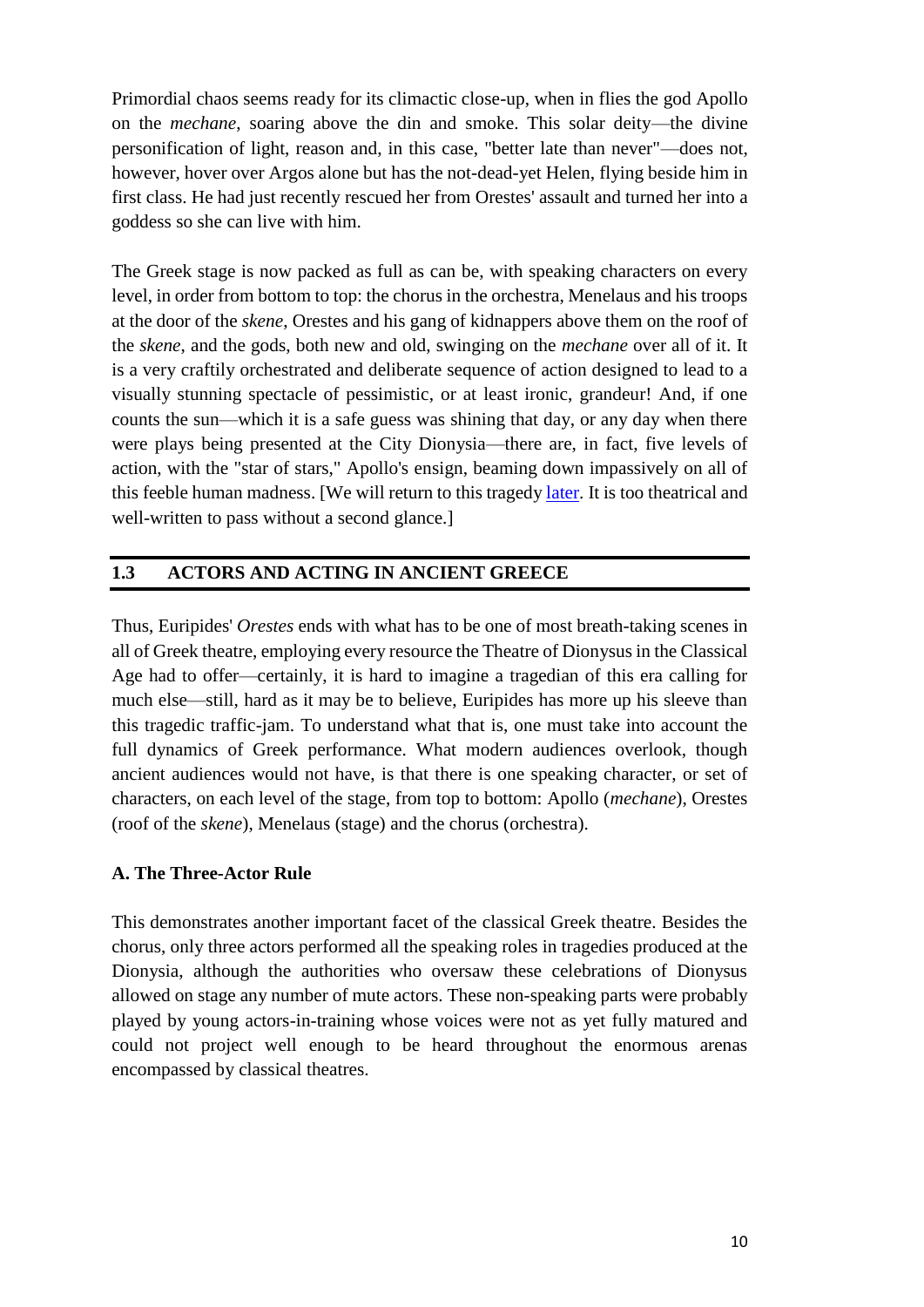Primordial chaos seems ready for its climactic close-up, when in flies the god Apollo on the *mechane*, soaring above the din and smoke. This solar deity—the divine personification of light, reason and, in this case, "better late than never"—does not, however, hover over Argos alone but has the not-dead-yet Helen, flying beside him in first class. He had just recently rescued her from Orestes' assault and turned her into a goddess so she can live with him.

The Greek stage is now packed as full as can be, with speaking characters on every level, in order from bottom to top: the chorus in the orchestra, Menelaus and his troops at the door of the *skene*, Orestes and his gang of kidnappers above them on the roof of the *skene*, and the gods, both new and old, swinging on the *mechane* over all of it. It is a very craftily orchestrated and deliberate sequence of action designed to lead to a visually stunning spectacle of pessimistic, or at least ironic, grandeur! And, if one counts the sun—which it is a safe guess was shining that day, or any day when there were plays being presented at the City Dionysia—there are, in fact, five levels of action, with the "star of stars," Apollo's ensign, beaming down impassively on all of this feeble human madness. [We will return to this tragedy later. It is too theatrical and well-written to pass without a second glance.]

## 1.3 ACTORS AND ACTING IN ANCIENT GREECE

Thus, Euripides' *Orestes* ends with what has to be one of most breath-taking scenes in all of Greek theatre, employing every resource the Theatre of Dionysus in the Classical Age had to offer—certainly, it is hard to imagine a tragedian of this era calling for much else—still, hard as it may be to believe, Euripides has more up his sleeve than this tragedic traffic-jam. To understand what that is, one must take into account the full dynamics of Greek performance. What modern audiences overlook, though ancient audiences would not have, is that there is one speaking character, or set of characters, on each level of the stage, from top to bottom: Apollo (*mechane*), Orestes (roof of the *skene*), Menelaus (stage) and the chorus (orchestra).

### A. The Three-Actor Rule

This demonstrates another important facet of the classical Greek theatre. Besides the chorus, only three actors performed all the speaking roles in tragedies produced at the Dionysia, although the authorities who oversaw these celebrations of Dionysus allowed on stage any number of mute actors. These non-speaking parts were probably played by young actors-in-training whose voices were not as yet fully matured and could not project well enough to be heard throughout the enormous arenas encompassed by classical theatres.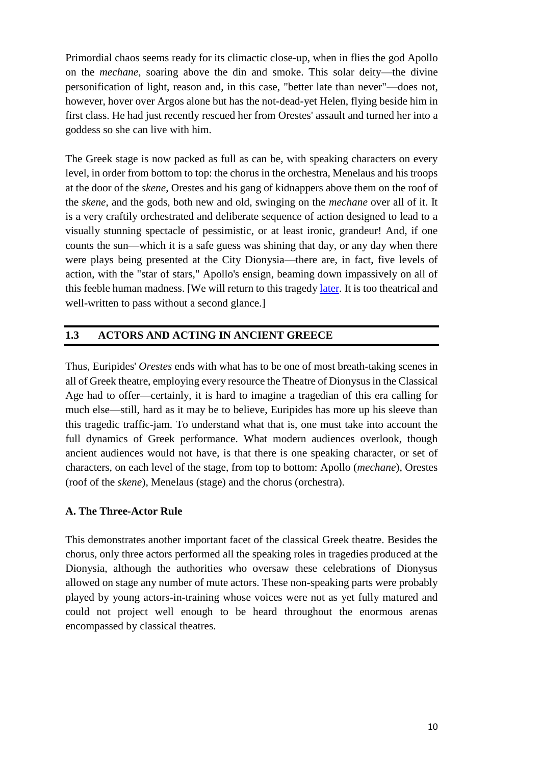Primordial chaos seems ready for its climactic close-up, when in flies the god Apollo on the *mechane*, soaring above the din and smoke. This solar deity—the divine personification of light, reason and, in this case, "better late than never"—does not, however, hover over Argos alone but has the not-dead-yet Helen, flying beside him in first class. He had just recently rescued her from Orestes' assault and turned her into a goddess so she can live with him.

The Greek stage is now packed as full as can be, with speaking characters on every level, in order from bottom to top: the chorus in the orchestra, Menelaus and his troops at the door of the *skene*, Orestes and his gang of kidnappers above them on the roof of the *skene*, and the gods, both new and old, swinging on the *mechane* over all of it. It is a very craftily orchestrated and deliberate sequence of action designed to lead to a visually stunning spectacle of pessimistic, or at least ironic, grandeur! And, if one counts the sun—which it is a safe guess was shining that day, or any day when there were plays being presented at the City Dionysia—there are, in fact, five levels of action, with the "star of stars," Apollo's ensign, beaming down impassively on all of this feeble human madness. [We will return to this tragedy later. It is too theatrical and well-written to pass without a second glance.]

## 1.3 ACTORS AND ACTING IN ANCIENT GREECE

Thus, Euripides' *Orestes* ends with what has to be one of most breath-taking scenes in all of Greek theatre, employing every resource the Theatre of Dionysus in the Classical Age had to offer—certainly, it is hard to imagine a tragedian of this era calling for much else—still, hard as it may be to believe, Euripides has more up his sleeve than this tragedic traffic-jam. To understand what that is, one must take into account the full dynamics of Greek performance. What modern audiences overlook, though ancient audiences would not have, is that there is one speaking character, or set of characters, on each level of the stage, from top to bottom: Apollo (*mechane*), Orestes (roof of the *skene*), Menelaus (stage) and the chorus (orchestra).

### A. The Three-Actor Rule

This demonstrates another important facet of the classical Greek theatre. Besides the chorus, only three actors performed all the speaking roles in tragedies produced at the Dionysia, although the authorities who oversaw these celebrations of Dionysus allowed on stage any number of mute actors. These non-speaking parts were probably played by young actors-in-training whose voices were not as yet fully matured and could not project well enough to be heard throughout the enormous arenas encompassed by classical theatres.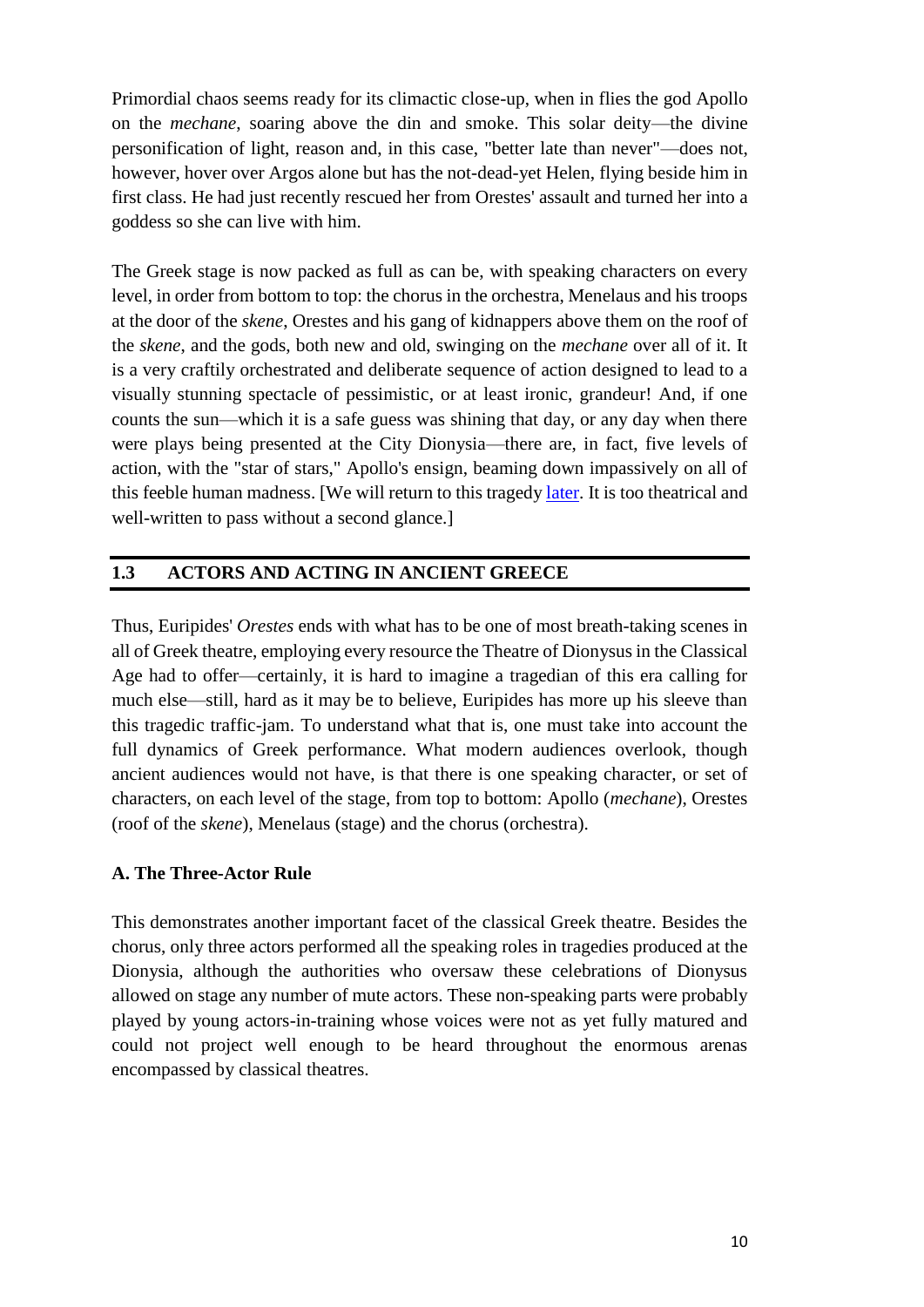Primordial chaos seems ready for its climactic close-up, when in flies the god Apollo on the *mechane*, soaring above the din and smoke. This solar deity—the divine personification of light, reason and, in this case, "better late than never"—does not, however, hover over Argos alone but has the not-dead-yet Helen, flying beside him in first class. He had just recently rescued her from Orestes' assault and turned her into a goddess so she can live with him.

The Greek stage is now packed as full as can be, with speaking characters on every level, in order from bottom to top: the chorus in the orchestra, Menelaus and his troops at the door of the *skene*, Orestes and his gang of kidnappers above them on the roof of the *skene*, and the gods, both new and old, swinging on the *mechane* over all of it. It is a very craftily orchestrated and deliberate sequence of action designed to lead to a visually stunning spectacle of pessimistic, or at least ironic, grandeur! And, if one counts the sun—which it is a safe guess was shining that day, or any day when there were plays being presented at the City Dionysia—there are, in fact, five levels of action, with the "star of stars," Apollo's ensign, beaming down impassively on all of this feeble human madness. [We will return to this tragedy later. It is too theatrical and well-written to pass without a second glance.]

## 1.3 ACTORS AND ACTING IN ANCIENT GREECE

Thus, Euripides' *Orestes* ends with what has to be one of most breath-taking scenes in all of Greek theatre, employing every resource the Theatre of Dionysus in the Classical Age had to offer—certainly, it is hard to imagine a tragedian of this era calling for much else—still, hard as it may be to believe, Euripides has more up his sleeve than this tragedic traffic-jam. To understand what that is, one must take into account the full dynamics of Greek performance. What modern audiences overlook, though ancient audiences would not have, is that there is one speaking character, or set of characters, on each level of the stage, from top to bottom: Apollo (*mechane*), Orestes (roof of the *skene*), Menelaus (stage) and the chorus (orchestra).

### A. The Three-Actor Rule

This demonstrates another important facet of the classical Greek theatre. Besides the chorus, only three actors performed all the speaking roles in tragedies produced at the Dionysia, although the authorities who oversaw these celebrations of Dionysus allowed on stage any number of mute actors. These non-speaking parts were probably played by young actors-in-training whose voices were not as yet fully matured and could not project well enough to be heard throughout the enormous arenas encompassed by classical theatres.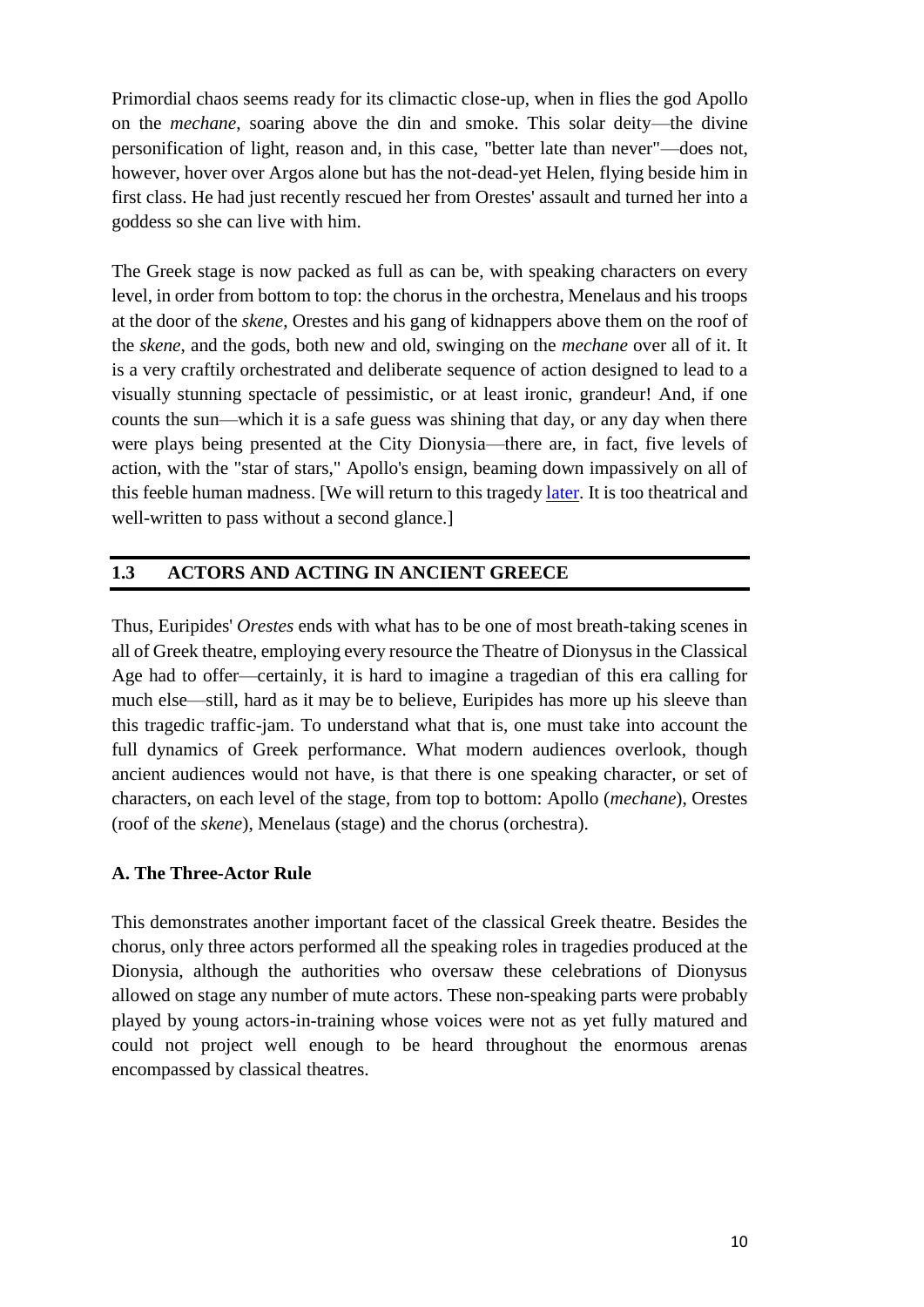Primordial chaos seems ready for its climactic close-up, when in flies the god Apollo on the *mechane*, soaring above the din and smoke. This solar deity—the divine personification of light, reason and, in this case, "better late than never"—does not, however, hover over Argos alone but has the not-dead-yet Helen, flying beside him in first class. He had just recently rescued her from Orestes' assault and turned her into a goddess so she can live with him.

The Greek stage is now packed as full as can be, with speaking characters on every level, in order from bottom to top: the chorus in the orchestra, Menelaus and his troops at the door of the *skene*, Orestes and his gang of kidnappers above them on the roof of the *skene*, and the gods, both new and old, swinging on the *mechane* over all of it. It is a very craftily orchestrated and deliberate sequence of action designed to lead to a visually stunning spectacle of pessimistic, or at least ironic, grandeur! And, if one counts the sun—which it is a safe guess was shining that day, or any day when there were plays being presented at the City Dionysia—there are, in fact, five levels of action, with the "star of stars," Apollo's ensign, beaming down impassively on all of this feeble human madness. [We will return to this tragedy later. It is too theatrical and well-written to pass without a second glance.]

## 1.3 ACTORS AND ACTING IN ANCIENT GREECE

Thus, Euripides' *Orestes* ends with what has to be one of most breath-taking scenes in all of Greek theatre, employing every resource the Theatre of Dionysus in the Classical Age had to offer—certainly, it is hard to imagine a tragedian of this era calling for much else—still, hard as it may be to believe, Euripides has more up his sleeve than this tragedic traffic-jam. To understand what that is, one must take into account the full dynamics of Greek performance. What modern audiences overlook, though ancient audiences would not have, is that there is one speaking character, or set of characters, on each level of the stage, from top to bottom: Apollo (*mechane*), Orestes (roof of the *skene*), Menelaus (stage) and the chorus (orchestra).

### A. The Three-Actor Rule

This demonstrates another important facet of the classical Greek theatre. Besides the chorus, only three actors performed all the speaking roles in tragedies produced at the Dionysia, although the authorities who oversaw these celebrations of Dionysus allowed on stage any number of mute actors. These non-speaking parts were probably played by young actors-in-training whose voices were not as yet fully matured and could not project well enough to be heard throughout the enormous arenas encompassed by classical theatres.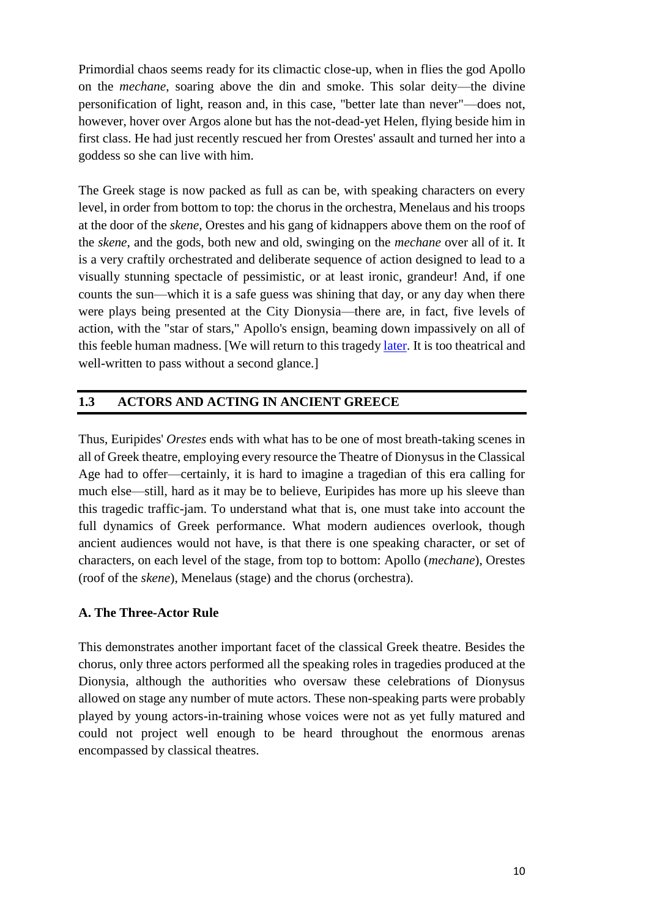Primordial chaos seems ready for its climactic close-up, when in flies the god Apollo on the *mechane*, soaring above the din and smoke. This solar deity—the divine personification of light, reason and, in this case, "better late than never"—does not, however, hover over Argos alone but has the not-dead-yet Helen, flying beside him in first class. He had just recently rescued her from Orestes' assault and turned her into a goddess so she can live with him.

The Greek stage is now packed as full as can be, with speaking characters on every level, in order from bottom to top: the chorus in the orchestra, Menelaus and his troops at the door of the *skene*, Orestes and his gang of kidnappers above them on the roof of the *skene*, and the gods, both new and old, swinging on the *mechane* over all of it. It is a very craftily orchestrated and deliberate sequence of action designed to lead to a visually stunning spectacle of pessimistic, or at least ironic, grandeur! And, if one counts the sun—which it is a safe guess was shining that day, or any day when there were plays being presented at the City Dionysia—there are, in fact, five levels of action, with the "star of stars," Apollo's ensign, beaming down impassively on all of this feeble human madness. [We will return to this tragedy later. It is too theatrical and well-written to pass without a second glance.]

## 1.3 ACTORS AND ACTING IN ANCIENT GREECE

Thus, Euripides' *Orestes* ends with what has to be one of most breath-taking scenes in all of Greek theatre, employing every resource the Theatre of Dionysus in the Classical Age had to offer—certainly, it is hard to imagine a tragedian of this era calling for much else—still, hard as it may be to believe, Euripides has more up his sleeve than this tragedic traffic-jam. To understand what that is, one must take into account the full dynamics of Greek performance. What modern audiences overlook, though ancient audiences would not have, is that there is one speaking character, or set of characters, on each level of the stage, from top to bottom: Apollo (*mechane*), Orestes (roof of the *skene*), Menelaus (stage) and the chorus (orchestra).

### A. The Three-Actor Rule

This demonstrates another important facet of the classical Greek theatre. Besides the chorus, only three actors performed all the speaking roles in tragedies produced at the Dionysia, although the authorities who oversaw these celebrations of Dionysus allowed on stage any number of mute actors. These non-speaking parts were probably played by young actors-in-training whose voices were not as yet fully matured and could not project well enough to be heard throughout the enormous arenas encompassed by classical theatres.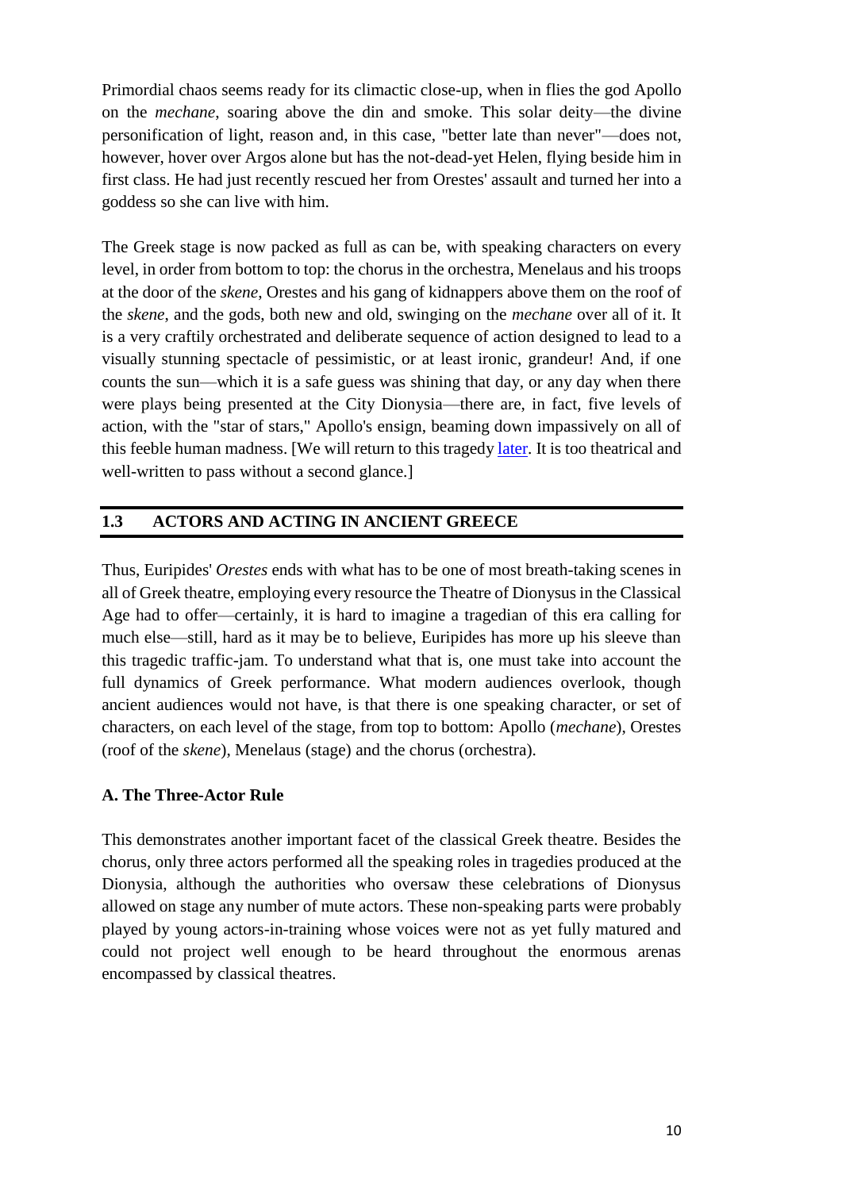Primordial chaos seems ready for its climactic close-up, when in flies the god Apollo on the *mechane*, soaring above the din and smoke. This solar deity—the divine personification of light, reason and, in this case, "better late than never"—does not, however, hover over Argos alone but has the not-dead-yet Helen, flying beside him in first class. He had just recently rescued her from Orestes' assault and turned her into a goddess so she can live with him.

The Greek stage is now packed as full as can be, with speaking characters on every level, in order from bottom to top: the chorus in the orchestra, Menelaus and his troops at the door of the *skene*, Orestes and his gang of kidnappers above them on the roof of the *skene*, and the gods, both new and old, swinging on the *mechane* over all of it. It is a very craftily orchestrated and deliberate sequence of action designed to lead to a visually stunning spectacle of pessimistic, or at least ironic, grandeur! And, if one counts the sun—which it is a safe guess was shining that day, or any day when there were plays being presented at the City Dionysia—there are, in fact, five levels of action, with the "star of stars," Apollo's ensign, beaming down impassively on all of this feeble human madness. [We will return to this tragedy later. It is too theatrical and well-written to pass without a second glance.]

## 1.3 ACTORS AND ACTING IN ANCIENT GREECE

Thus, Euripides' *Orestes* ends with what has to be one of most breath-taking scenes in all of Greek theatre, employing every resource the Theatre of Dionysus in the Classical Age had to offer—certainly, it is hard to imagine a tragedian of this era calling for much else—still, hard as it may be to believe, Euripides has more up his sleeve than this tragedic traffic-jam. To understand what that is, one must take into account the full dynamics of Greek performance. What modern audiences overlook, though ancient audiences would not have, is that there is one speaking character, or set of characters, on each level of the stage, from top to bottom: Apollo (*mechane*), Orestes (roof of the *skene*), Menelaus (stage) and the chorus (orchestra).

### A. The Three-Actor Rule

This demonstrates another important facet of the classical Greek theatre. Besides the chorus, only three actors performed all the speaking roles in tragedies produced at the Dionysia, although the authorities who oversaw these celebrations of Dionysus allowed on stage any number of mute actors. These non-speaking parts were probably played by young actors-in-training whose voices were not as yet fully matured and could not project well enough to be heard throughout the enormous arenas encompassed by classical theatres.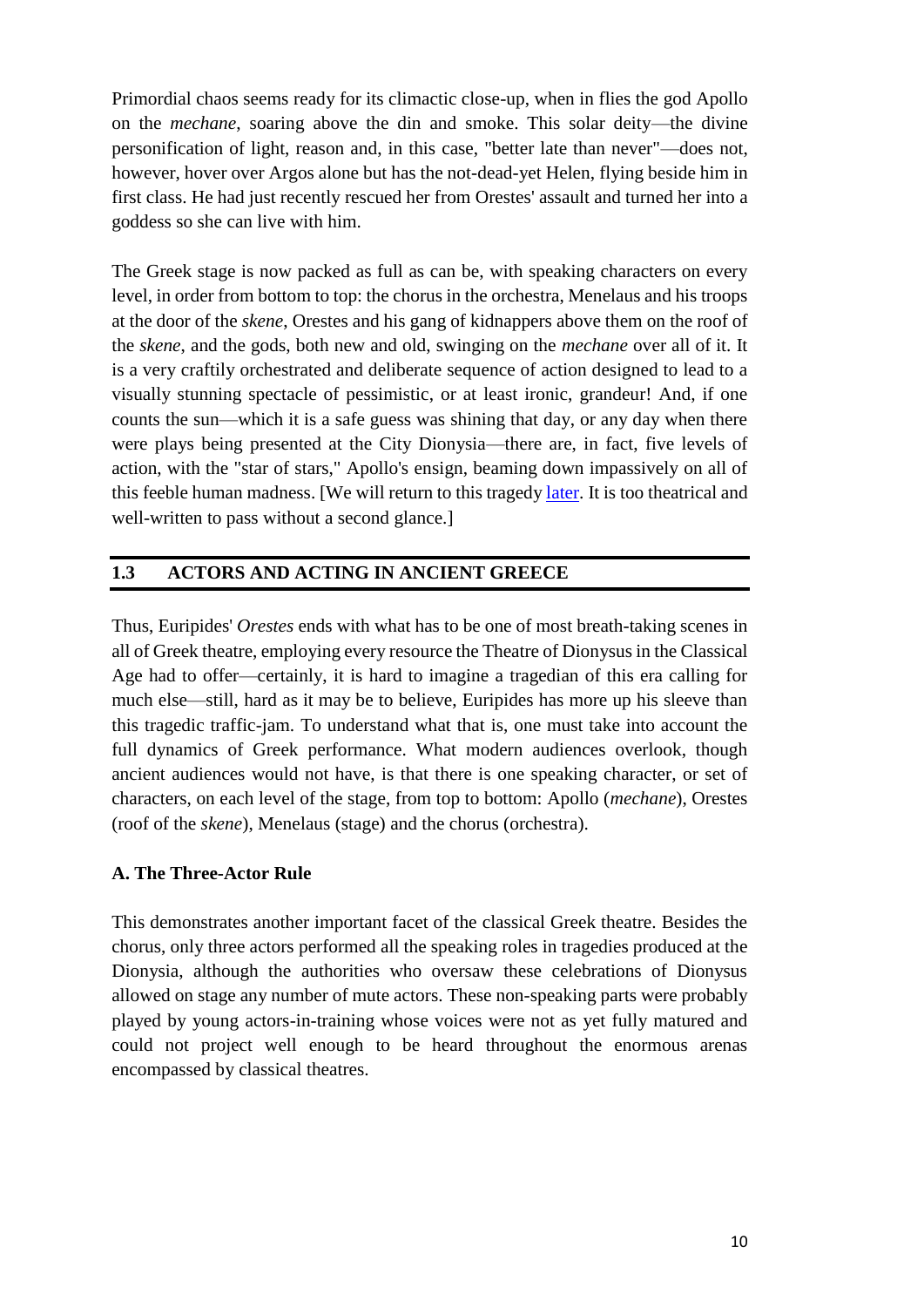Primordial chaos seems ready for its climactic close-up, when in flies the god Apollo on the *mechane*, soaring above the din and smoke. This solar deity—the divine personification of light, reason and, in this case, "better late than never"—does not, however, hover over Argos alone but has the not-dead-yet Helen, flying beside him in first class. He had just recently rescued her from Orestes' assault and turned her into a goddess so she can live with him.

The Greek stage is now packed as full as can be, with speaking characters on every level, in order from bottom to top: the chorus in the orchestra, Menelaus and his troops at the door of the *skene*, Orestes and his gang of kidnappers above them on the roof of the *skene*, and the gods, both new and old, swinging on the *mechane* over all of it. It is a very craftily orchestrated and deliberate sequence of action designed to lead to a visually stunning spectacle of pessimistic, or at least ironic, grandeur! And, if one counts the sun—which it is a safe guess was shining that day, or any day when there were plays being presented at the City Dionysia—there are, in fact, five levels of action, with the "star of stars," Apollo's ensign, beaming down impassively on all of this feeble human madness. [We will return to this tragedy later. It is too theatrical and well-written to pass without a second glance.]

## 1.3 ACTORS AND ACTING IN ANCIENT GREECE

Thus, Euripides' *Orestes* ends with what has to be one of most breath-taking scenes in all of Greek theatre, employing every resource the Theatre of Dionysus in the Classical Age had to offer—certainly, it is hard to imagine a tragedian of this era calling for much else—still, hard as it may be to believe, Euripides has more up his sleeve than this tragedic traffic-jam. To understand what that is, one must take into account the full dynamics of Greek performance. What modern audiences overlook, though ancient audiences would not have, is that there is one speaking character, or set of characters, on each level of the stage, from top to bottom: Apollo (*mechane*), Orestes (roof of the *skene*), Menelaus (stage) and the chorus (orchestra).

### A. The Three-Actor Rule

This demonstrates another important facet of the classical Greek theatre. Besides the chorus, only three actors performed all the speaking roles in tragedies produced at the Dionysia, although the authorities who oversaw these celebrations of Dionysus allowed on stage any number of mute actors. These non-speaking parts were probably played by young actors-in-training whose voices were not as yet fully matured and could not project well enough to be heard throughout the enormous arenas encompassed by classical theatres.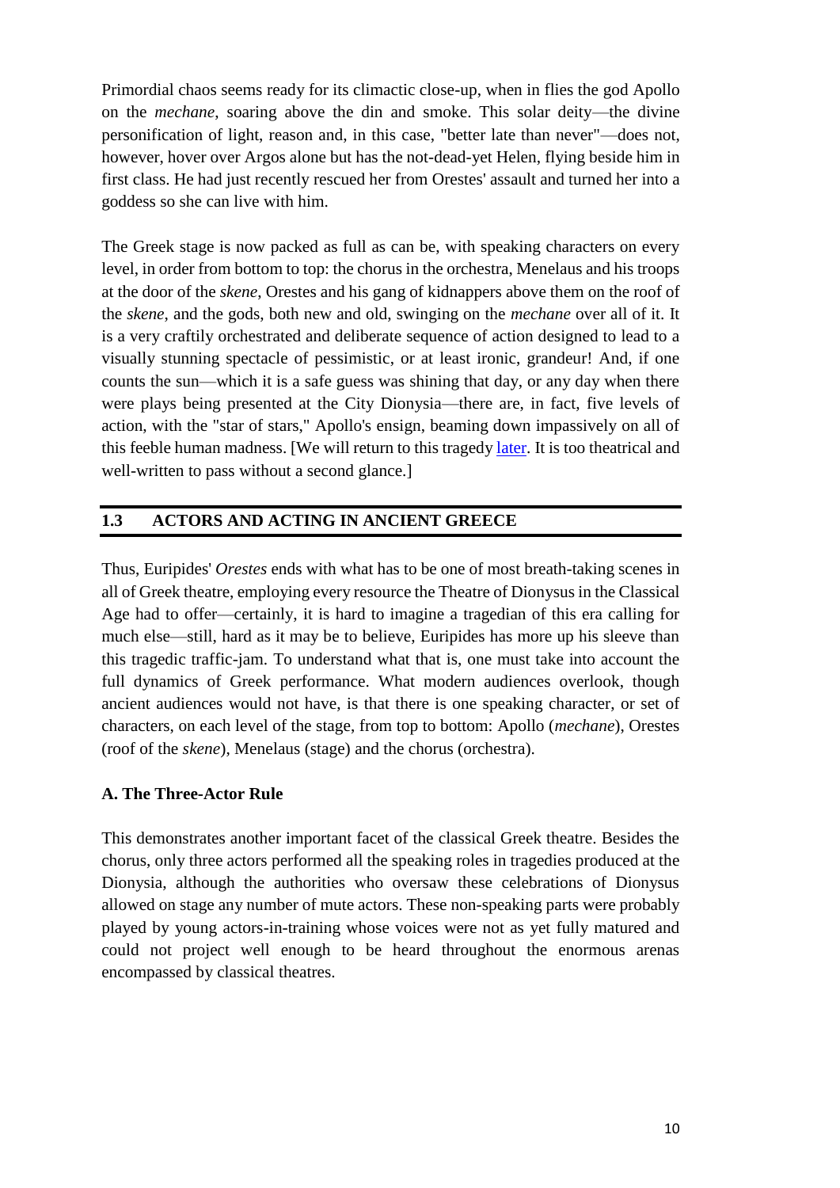Primordial chaos seems ready for its climactic close-up, when in flies the god Apollo on the *mechane*, soaring above the din and smoke. This solar deity—the divine personification of light, reason and, in this case, "better late than never"—does not, however, hover over Argos alone but has the not-dead-yet Helen, flying beside him in first class. He had just recently rescued her from Orestes' assault and turned her into a goddess so she can live with him.

The Greek stage is now packed as full as can be, with speaking characters on every level, in order from bottom to top: the chorus in the orchestra, Menelaus and his troops at the door of the *skene*, Orestes and his gang of kidnappers above them on the roof of the *skene*, and the gods, both new and old, swinging on the *mechane* over all of it. It is a very craftily orchestrated and deliberate sequence of action designed to lead to a visually stunning spectacle of pessimistic, or at least ironic, grandeur! And, if one counts the sun—which it is a safe guess was shining that day, or any day when there were plays being presented at the City Dionysia—there are, in fact, five levels of action, with the "star of stars," Apollo's ensign, beaming down impassively on all of this feeble human madness. [We will return to this tragedy later. It is too theatrical and well-written to pass without a second glance.]

## 1.3 ACTORS AND ACTING IN ANCIENT GREECE

Thus, Euripides' *Orestes* ends with what has to be one of most breath-taking scenes in all of Greek theatre, employing every resource the Theatre of Dionysus in the Classical Age had to offer—certainly, it is hard to imagine a tragedian of this era calling for much else—still, hard as it may be to believe, Euripides has more up his sleeve than this tragedic traffic-jam. To understand what that is, one must take into account the full dynamics of Greek performance. What modern audiences overlook, though ancient audiences would not have, is that there is one speaking character, or set of characters, on each level of the stage, from top to bottom: Apollo (*mechane*), Orestes (roof of the *skene*), Menelaus (stage) and the chorus (orchestra).

### A. The Three-Actor Rule

This demonstrates another important facet of the classical Greek theatre. Besides the chorus, only three actors performed all the speaking roles in tragedies produced at the Dionysia, although the authorities who oversaw these celebrations of Dionysus allowed on stage any number of mute actors. These non-speaking parts were probably played by young actors-in-training whose voices were not as yet fully matured and could not project well enough to be heard throughout the enormous arenas encompassed by classical theatres.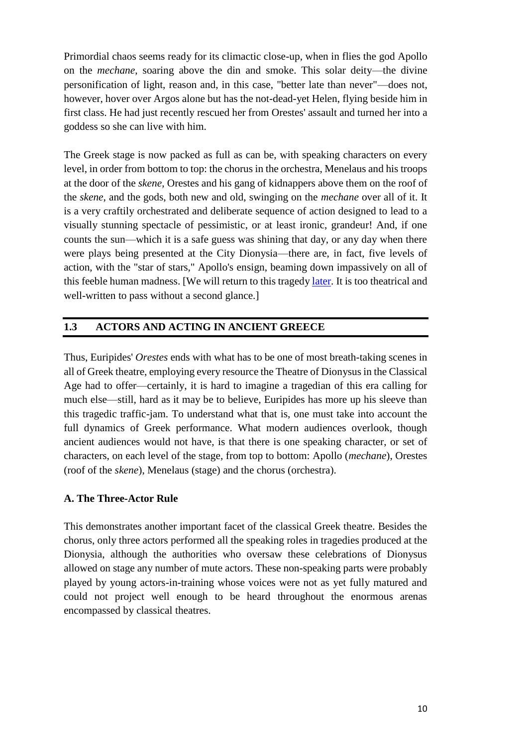Primordial chaos seems ready for its climactic close-up, when in flies the god Apollo on the *mechane*, soaring above the din and smoke. This solar deity—the divine personification of light, reason and, in this case, "better late than never"—does not, however, hover over Argos alone but has the not-dead-yet Helen, flying beside him in first class. He had just recently rescued her from Orestes' assault and turned her into a goddess so she can live with him.

The Greek stage is now packed as full as can be, with speaking characters on every level, in order from bottom to top: the chorus in the orchestra, Menelaus and his troops at the door of the *skene*, Orestes and his gang of kidnappers above them on the roof of the *skene*, and the gods, both new and old, swinging on the *mechane* over all of it. It is a very craftily orchestrated and deliberate sequence of action designed to lead to a visually stunning spectacle of pessimistic, or at least ironic, grandeur! And, if one counts the sun—which it is a safe guess was shining that day, or any day when there were plays being presented at the City Dionysia—there are, in fact, five levels of action, with the "star of stars," Apollo's ensign, beaming down impassively on all of this feeble human madness. [We will return to this tragedy later. It is too theatrical and well-written to pass without a second glance.]

## 1.3 ACTORS AND ACTING IN ANCIENT GREECE

Thus, Euripides' *Orestes* ends with what has to be one of most breath-taking scenes in all of Greek theatre, employing every resource the Theatre of Dionysus in the Classical Age had to offer—certainly, it is hard to imagine a tragedian of this era calling for much else—still, hard as it may be to believe, Euripides has more up his sleeve than this tragedic traffic-jam. To understand what that is, one must take into account the full dynamics of Greek performance. What modern audiences overlook, though ancient audiences would not have, is that there is one speaking character, or set of characters, on each level of the stage, from top to bottom: Apollo (*mechane*), Orestes (roof of the *skene*), Menelaus (stage) and the chorus (orchestra).

### A. The Three-Actor Rule

This demonstrates another important facet of the classical Greek theatre. Besides the chorus, only three actors performed all the speaking roles in tragedies produced at the Dionysia, although the authorities who oversaw these celebrations of Dionysus allowed on stage any number of mute actors. These non-speaking parts were probably played by young actors-in-training whose voices were not as yet fully matured and could not project well enough to be heard throughout the enormous arenas encompassed by classical theatres.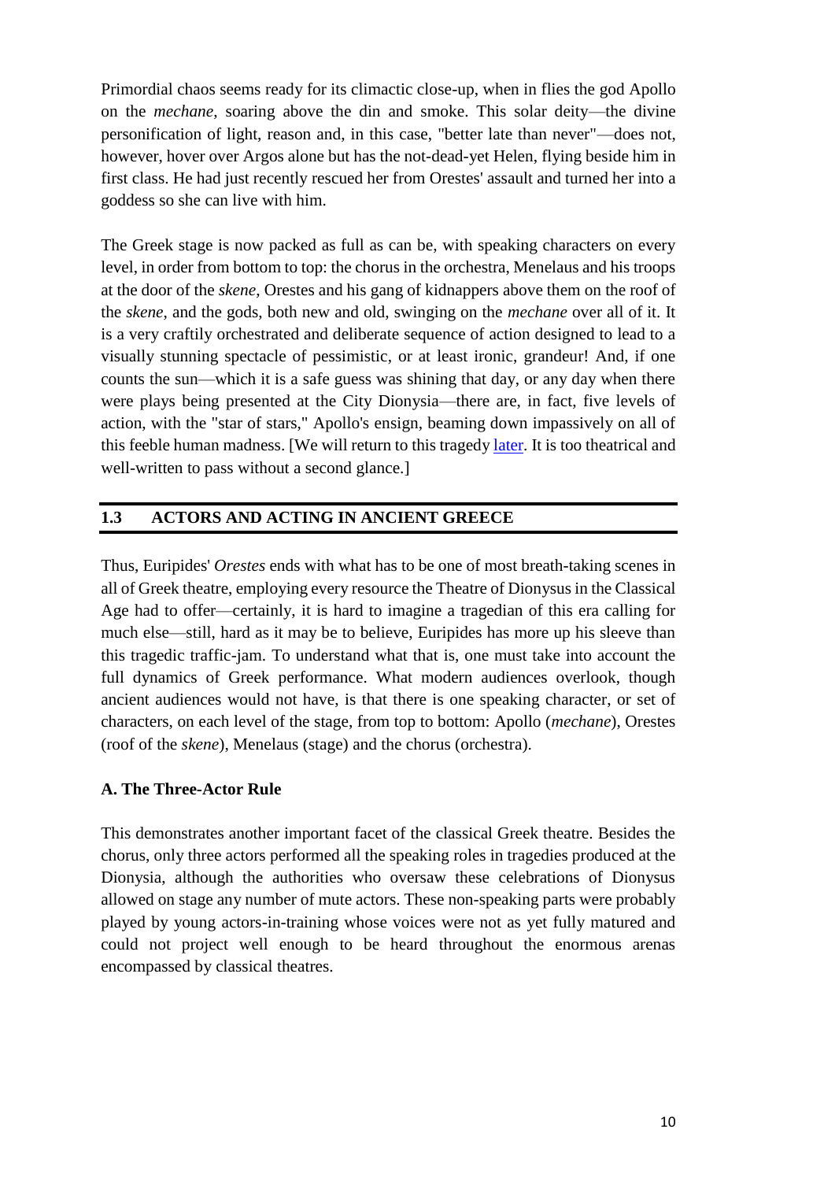Primordial chaos seems ready for its climactic close-up, when in flies the god Apollo on the *mechane*, soaring above the din and smoke. This solar deity—the divine personification of light, reason and, in this case, "better late than never"—does not, however, hover over Argos alone but has the not-dead-yet Helen, flying beside him in first class. He had just recently rescued her from Orestes' assault and turned her into a goddess so she can live with him.

The Greek stage is now packed as full as can be, with speaking characters on every level, in order from bottom to top: the chorus in the orchestra, Menelaus and his troops at the door of the *skene*, Orestes and his gang of kidnappers above them on the roof of the *skene*, and the gods, both new and old, swinging on the *mechane* over all of it. It is a very craftily orchestrated and deliberate sequence of action designed to lead to a visually stunning spectacle of pessimistic, or at least ironic, grandeur! And, if one counts the sun—which it is a safe guess was shining that day, or any day when there were plays being presented at the City Dionysia—there are, in fact, five levels of action, with the "star of stars," Apollo's ensign, beaming down impassively on all of this feeble human madness. [We will return to this tragedy later. It is too theatrical and well-written to pass without a second glance.]

## 1.3 ACTORS AND ACTING IN ANCIENT GREECE

Thus, Euripides' *Orestes* ends with what has to be one of most breath-taking scenes in all of Greek theatre, employing every resource the Theatre of Dionysus in the Classical Age had to offer—certainly, it is hard to imagine a tragedian of this era calling for much else—still, hard as it may be to believe, Euripides has more up his sleeve than this tragedic traffic-jam. To understand what that is, one must take into account the full dynamics of Greek performance. What modern audiences overlook, though ancient audiences would not have, is that there is one speaking character, or set of characters, on each level of the stage, from top to bottom: Apollo (*mechane*), Orestes (roof of the *skene*), Menelaus (stage) and the chorus (orchestra).

### A. The Three-Actor Rule

This demonstrates another important facet of the classical Greek theatre. Besides the chorus, only three actors performed all the speaking roles in tragedies produced at the Dionysia, although the authorities who oversaw these celebrations of Dionysus allowed on stage any number of mute actors. These non-speaking parts were probably played by young actors-in-training whose voices were not as yet fully matured and could not project well enough to be heard throughout the enormous arenas encompassed by classical theatres.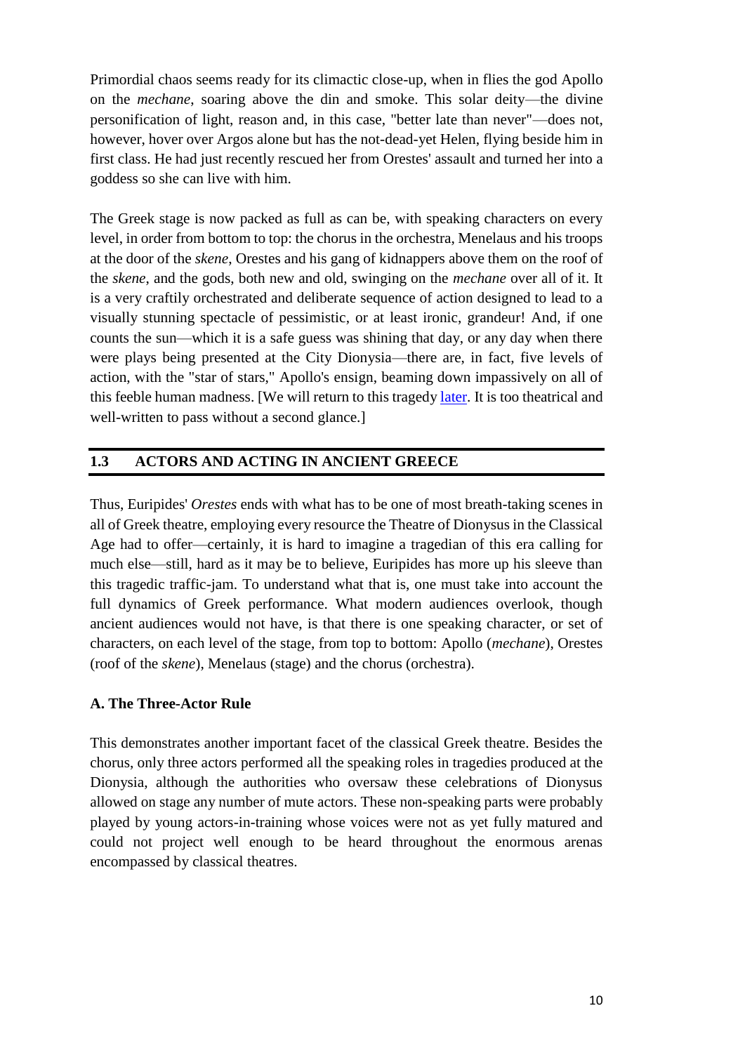Primordial chaos seems ready for its climactic close-up, when in flies the god Apollo on the *mechane*, soaring above the din and smoke. This solar deity—the divine personification of light, reason and, in this case, "better late than never"—does not, however, hover over Argos alone but has the not-dead-yet Helen, flying beside him in first class. He had just recently rescued her from Orestes' assault and turned her into a goddess so she can live with him.

The Greek stage is now packed as full as can be, with speaking characters on every level, in order from bottom to top: the chorus in the orchestra, Menelaus and his troops at the door of the *skene*, Orestes and his gang of kidnappers above them on the roof of the *skene*, and the gods, both new and old, swinging on the *mechane* over all of it. It is a very craftily orchestrated and deliberate sequence of action designed to lead to a visually stunning spectacle of pessimistic, or at least ironic, grandeur! And, if one counts the sun—which it is a safe guess was shining that day, or any day when there were plays being presented at the City Dionysia—there are, in fact, five levels of action, with the "star of stars," Apollo's ensign, beaming down impassively on all of this feeble human madness. [We will return to this tragedy later. It is too theatrical and well-written to pass without a second glance.]

## 1.3 ACTORS AND ACTING IN ANCIENT GREECE

Thus, Euripides' *Orestes* ends with what has to be one of most breath-taking scenes in all of Greek theatre, employing every resource the Theatre of Dionysus in the Classical Age had to offer—certainly, it is hard to imagine a tragedian of this era calling for much else—still, hard as it may be to believe, Euripides has more up his sleeve than this tragedic traffic-jam. To understand what that is, one must take into account the full dynamics of Greek performance. What modern audiences overlook, though ancient audiences would not have, is that there is one speaking character, or set of characters, on each level of the stage, from top to bottom: Apollo (*mechane*), Orestes (roof of the *skene*), Menelaus (stage) and the chorus (orchestra).

### A. The Three-Actor Rule

This demonstrates another important facet of the classical Greek theatre. Besides the chorus, only three actors performed all the speaking roles in tragedies produced at the Dionysia, although the authorities who oversaw these celebrations of Dionysus allowed on stage any number of mute actors. These non-speaking parts were probably played by young actors-in-training whose voices were not as yet fully matured and could not project well enough to be heard throughout the enormous arenas encompassed by classical theatres.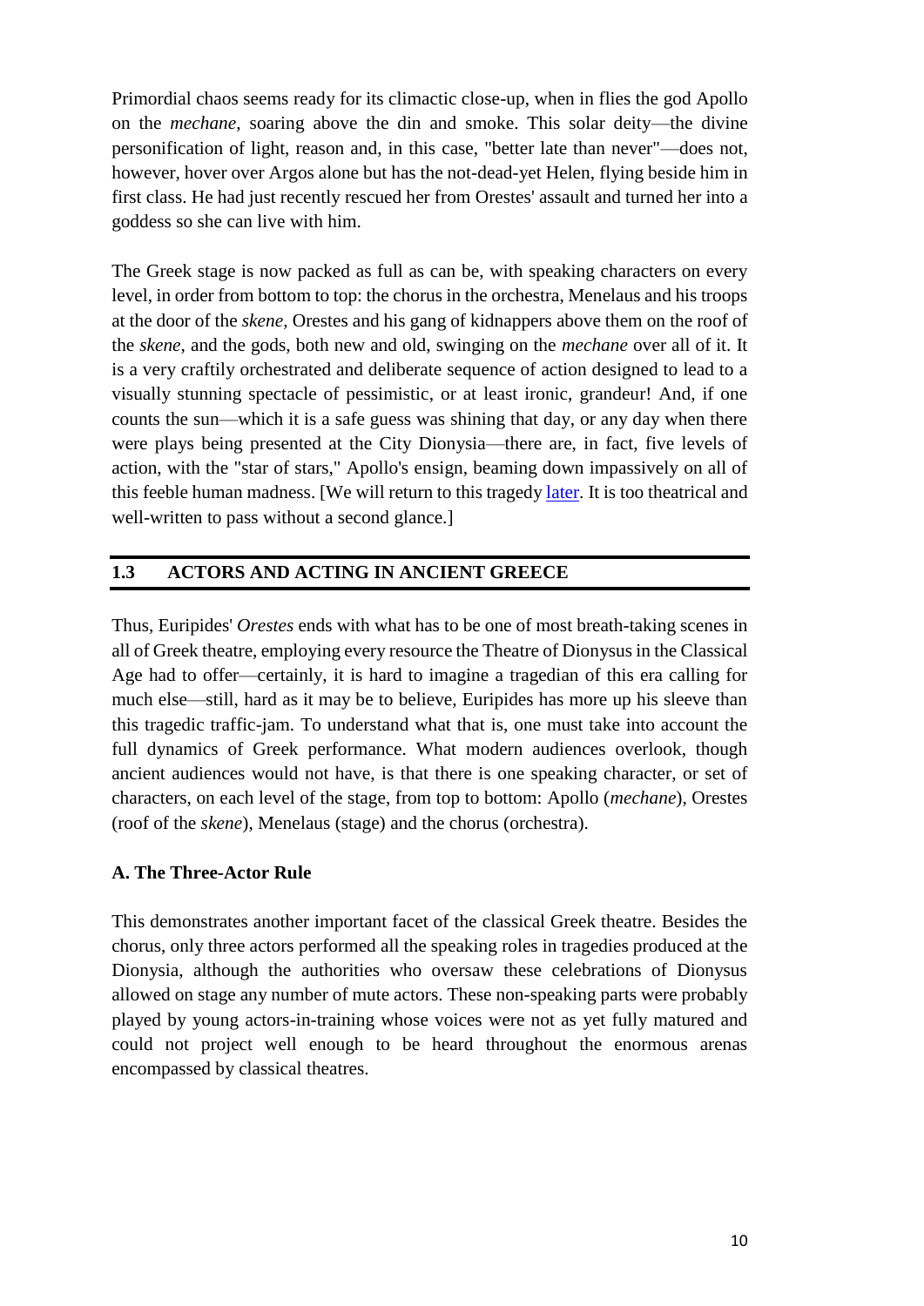Primordial chaos seems ready for its climactic close-up, when in flies the god Apollo on the *mechane*, soaring above the din and smoke. This solar deity—the divine personification of light, reason and, in this case, "better late than never"—does not, however, hover over Argos alone but has the not-dead-yet Helen, flying beside him in first class. He had just recently rescued her from Orestes' assault and turned her into a goddess so she can live with him.

The Greek stage is now packed as full as can be, with speaking characters on every level, in order from bottom to top: the chorus in the orchestra, Menelaus and his troops at the door of the *skene*, Orestes and his gang of kidnappers above them on the roof of the *skene*, and the gods, both new and old, swinging on the *mechane* over all of it. It is a very craftily orchestrated and deliberate sequence of action designed to lead to a visually stunning spectacle of pessimistic, or at least ironic, grandeur! And, if one counts the sun—which it is a safe guess was shining that day, or any day when there were plays being presented at the City Dionysia—there are, in fact, five levels of action, with the "star of stars," Apollo's ensign, beaming down impassively on all of this feeble human madness. [We will return to this tragedy later. It is too theatrical and well-written to pass without a second glance.]

## 1.3 ACTORS AND ACTING IN ANCIENT GREECE

Thus, Euripides' *Orestes* ends with what has to be one of most breath-taking scenes in all of Greek theatre, employing every resource the Theatre of Dionysus in the Classical Age had to offer—certainly, it is hard to imagine a tragedian of this era calling for much else—still, hard as it may be to believe, Euripides has more up his sleeve than this tragedic traffic-jam. To understand what that is, one must take into account the full dynamics of Greek performance. What modern audiences overlook, though ancient audiences would not have, is that there is one speaking character, or set of characters, on each level of the stage, from top to bottom: Apollo (*mechane*), Orestes (roof of the *skene*), Menelaus (stage) and the chorus (orchestra).

### A. The Three-Actor Rule

This demonstrates another important facet of the classical Greek theatre. Besides the chorus, only three actors performed all the speaking roles in tragedies produced at the Dionysia, although the authorities who oversaw these celebrations of Dionysus allowed on stage any number of mute actors. These non-speaking parts were probably played by young actors-in-training whose voices were not as yet fully matured and could not project well enough to be heard throughout the enormous arenas encompassed by classical theatres.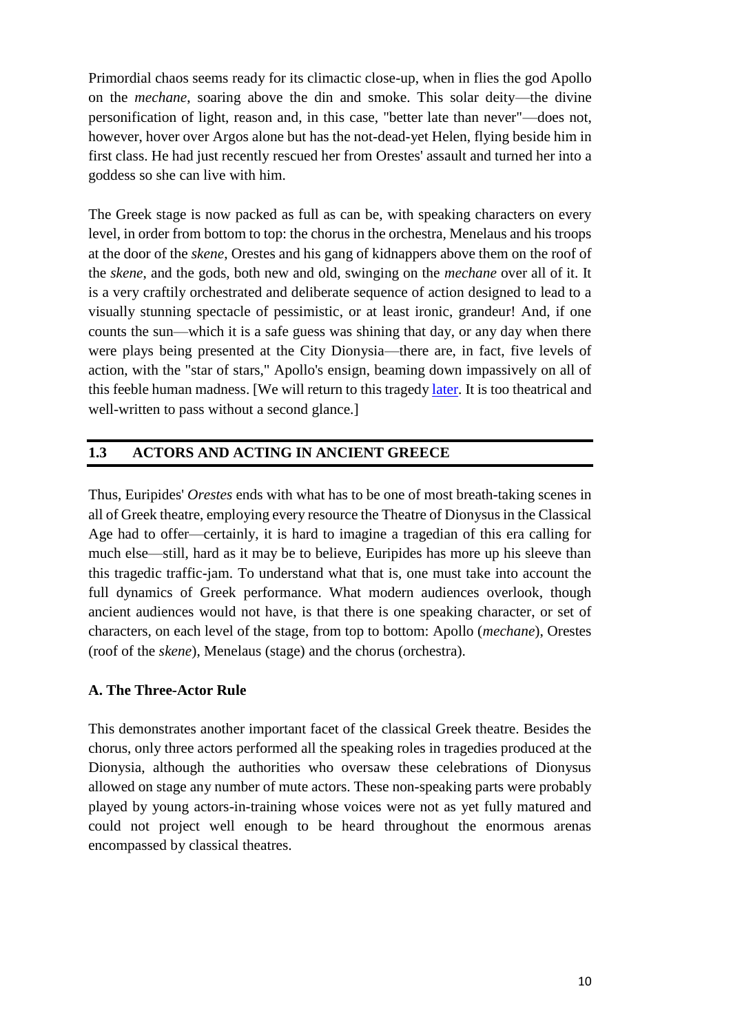Primordial chaos seems ready for its climactic close-up, when in flies the god Apollo on the *mechane*, soaring above the din and smoke. This solar deity—the divine personification of light, reason and, in this case, "better late than never"—does not, however, hover over Argos alone but has the not-dead-yet Helen, flying beside him in first class. He had just recently rescued her from Orestes' assault and turned her into a goddess so she can live with him.

The Greek stage is now packed as full as can be, with speaking characters on every level, in order from bottom to top: the chorus in the orchestra, Menelaus and his troops at the door of the *skene*, Orestes and his gang of kidnappers above them on the roof of the *skene*, and the gods, both new and old, swinging on the *mechane* over all of it. It is a very craftily orchestrated and deliberate sequence of action designed to lead to a visually stunning spectacle of pessimistic, or at least ironic, grandeur! And, if one counts the sun—which it is a safe guess was shining that day, or any day when there were plays being presented at the City Dionysia—there are, in fact, five levels of action, with the "star of stars," Apollo's ensign, beaming down impassively on all of this feeble human madness. [We will return to this tragedy later. It is too theatrical and well-written to pass without a second glance.]

## 1.3 ACTORS AND ACTING IN ANCIENT GREECE

Thus, Euripides' *Orestes* ends with what has to be one of most breath-taking scenes in all of Greek theatre, employing every resource the Theatre of Dionysus in the Classical Age had to offer—certainly, it is hard to imagine a tragedian of this era calling for much else—still, hard as it may be to believe, Euripides has more up his sleeve than this tragedic traffic-jam. To understand what that is, one must take into account the full dynamics of Greek performance. What modern audiences overlook, though ancient audiences would not have, is that there is one speaking character, or set of characters, on each level of the stage, from top to bottom: Apollo (*mechane*), Orestes (roof of the *skene*), Menelaus (stage) and the chorus (orchestra).

### A. The Three-Actor Rule

This demonstrates another important facet of the classical Greek theatre. Besides the chorus, only three actors performed all the speaking roles in tragedies produced at the Dionysia, although the authorities who oversaw these celebrations of Dionysus allowed on stage any number of mute actors. These non-speaking parts were probably played by young actors-in-training whose voices were not as yet fully matured and could not project well enough to be heard throughout the enormous arenas encompassed by classical theatres.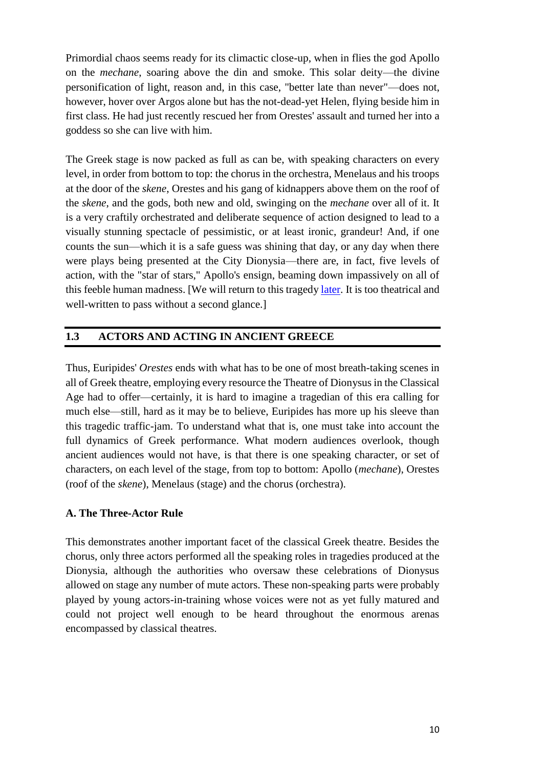Primordial chaos seems ready for its climactic close-up, when in flies the god Apollo on the *mechane*, soaring above the din and smoke. This solar deity—the divine personification of light, reason and, in this case, "better late than never"—does not, however, hover over Argos alone but has the not-dead-yet Helen, flying beside him in first class. He had just recently rescued her from Orestes' assault and turned her into a goddess so she can live with him.

The Greek stage is now packed as full as can be, with speaking characters on every level, in order from bottom to top: the chorus in the orchestra, Menelaus and his troops at the door of the *skene*, Orestes and his gang of kidnappers above them on the roof of the *skene*, and the gods, both new and old, swinging on the *mechane* over all of it. It is a very craftily orchestrated and deliberate sequence of action designed to lead to a visually stunning spectacle of pessimistic, or at least ironic, grandeur! And, if one counts the sun—which it is a safe guess was shining that day, or any day when there were plays being presented at the City Dionysia—there are, in fact, five levels of action, with the "star of stars," Apollo's ensign, beaming down impassively on all of this feeble human madness. [We will return to this tragedy later. It is too theatrical and well-written to pass without a second glance.]

## 1.3 ACTORS AND ACTING IN ANCIENT GREECE

Thus, Euripides' *Orestes* ends with what has to be one of most breath-taking scenes in all of Greek theatre, employing every resource the Theatre of Dionysus in the Classical Age had to offer—certainly, it is hard to imagine a tragedian of this era calling for much else—still, hard as it may be to believe, Euripides has more up his sleeve than this tragedic traffic-jam. To understand what that is, one must take into account the full dynamics of Greek performance. What modern audiences overlook, though ancient audiences would not have, is that there is one speaking character, or set of characters, on each level of the stage, from top to bottom: Apollo (*mechane*), Orestes (roof of the *skene*), Menelaus (stage) and the chorus (orchestra).

### A. The Three-Actor Rule

This demonstrates another important facet of the classical Greek theatre. Besides the chorus, only three actors performed all the speaking roles in tragedies produced at the Dionysia, although the authorities who oversaw these celebrations of Dionysus allowed on stage any number of mute actors. These non-speaking parts were probably played by young actors-in-training whose voices were not as yet fully matured and could not project well enough to be heard throughout the enormous arenas encompassed by classical theatres.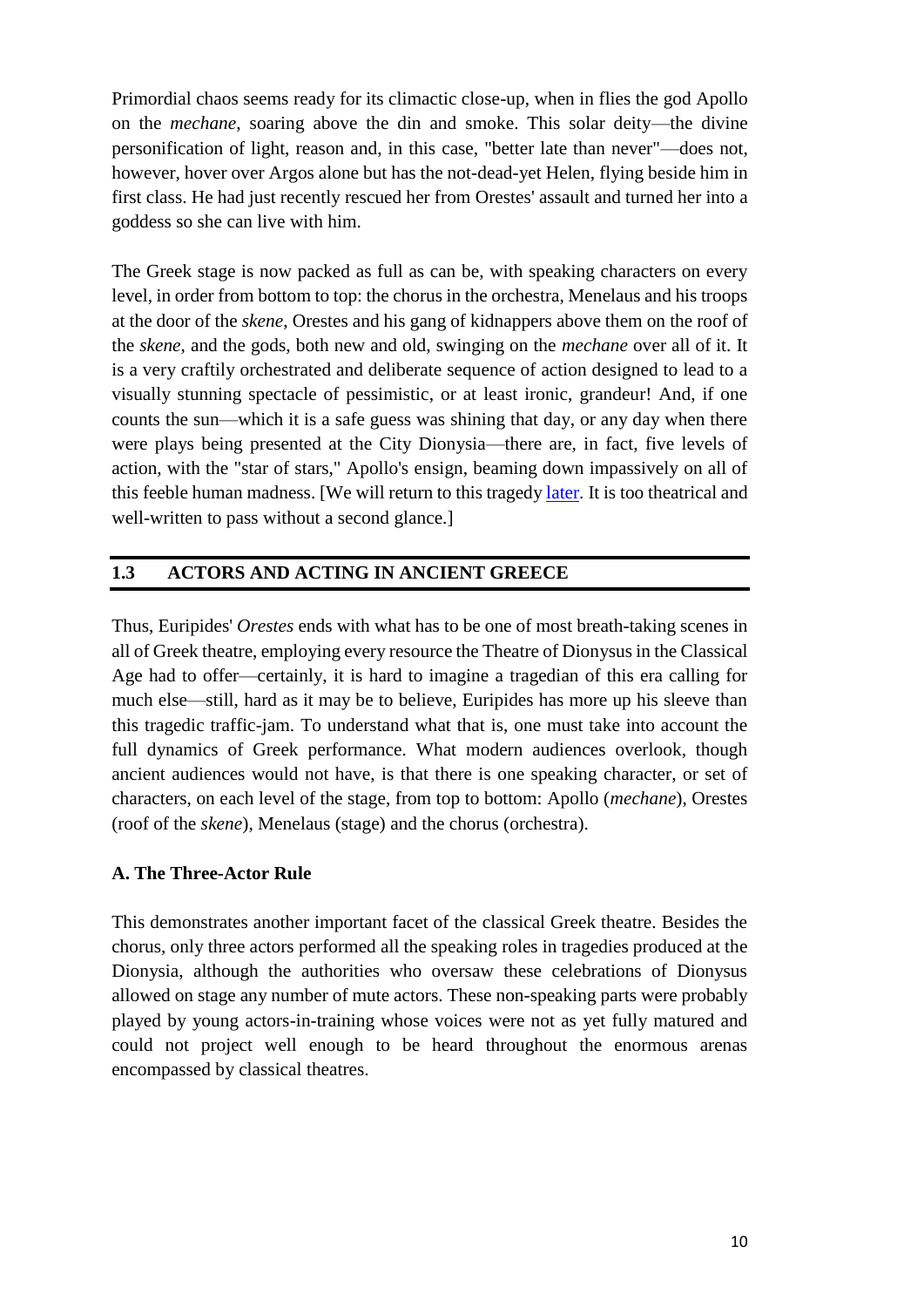Primordial chaos seems ready for its climactic close-up, when in flies the god Apollo on the *mechane*, soaring above the din and smoke. This solar deity—the divine personification of light, reason and, in this case, "better late than never"—does not, however, hover over Argos alone but has the not-dead-yet Helen, flying beside him in first class. He had just recently rescued her from Orestes' assault and turned her into a goddess so she can live with him.

The Greek stage is now packed as full as can be, with speaking characters on every level, in order from bottom to top: the chorus in the orchestra, Menelaus and his troops at the door of the *skene*, Orestes and his gang of kidnappers above them on the roof of the *skene*, and the gods, both new and old, swinging on the *mechane* over all of it. It is a very craftily orchestrated and deliberate sequence of action designed to lead to a visually stunning spectacle of pessimistic, or at least ironic, grandeur! And, if one counts the sun—which it is a safe guess was shining that day, or any day when there were plays being presented at the City Dionysia—there are, in fact, five levels of action, with the "star of stars," Apollo's ensign, beaming down impassively on all of this feeble human madness. [We will return to this tragedy later. It is too theatrical and well-written to pass without a second glance.]

## 1.3 ACTORS AND ACTING IN ANCIENT GREECE

Thus, Euripides' *Orestes* ends with what has to be one of most breath-taking scenes in all of Greek theatre, employing every resource the Theatre of Dionysus in the Classical Age had to offer—certainly, it is hard to imagine a tragedian of this era calling for much else—still, hard as it may be to believe, Euripides has more up his sleeve than this tragedic traffic-jam. To understand what that is, one must take into account the full dynamics of Greek performance. What modern audiences overlook, though ancient audiences would not have, is that there is one speaking character, or set of characters, on each level of the stage, from top to bottom: Apollo (*mechane*), Orestes (roof of the *skene*), Menelaus (stage) and the chorus (orchestra).

### A. The Three-Actor Rule

This demonstrates another important facet of the classical Greek theatre. Besides the chorus, only three actors performed all the speaking roles in tragedies produced at the Dionysia, although the authorities who oversaw these celebrations of Dionysus allowed on stage any number of mute actors. These non-speaking parts were probably played by young actors-in-training whose voices were not as yet fully matured and could not project well enough to be heard throughout the enormous arenas encompassed by classical theatres.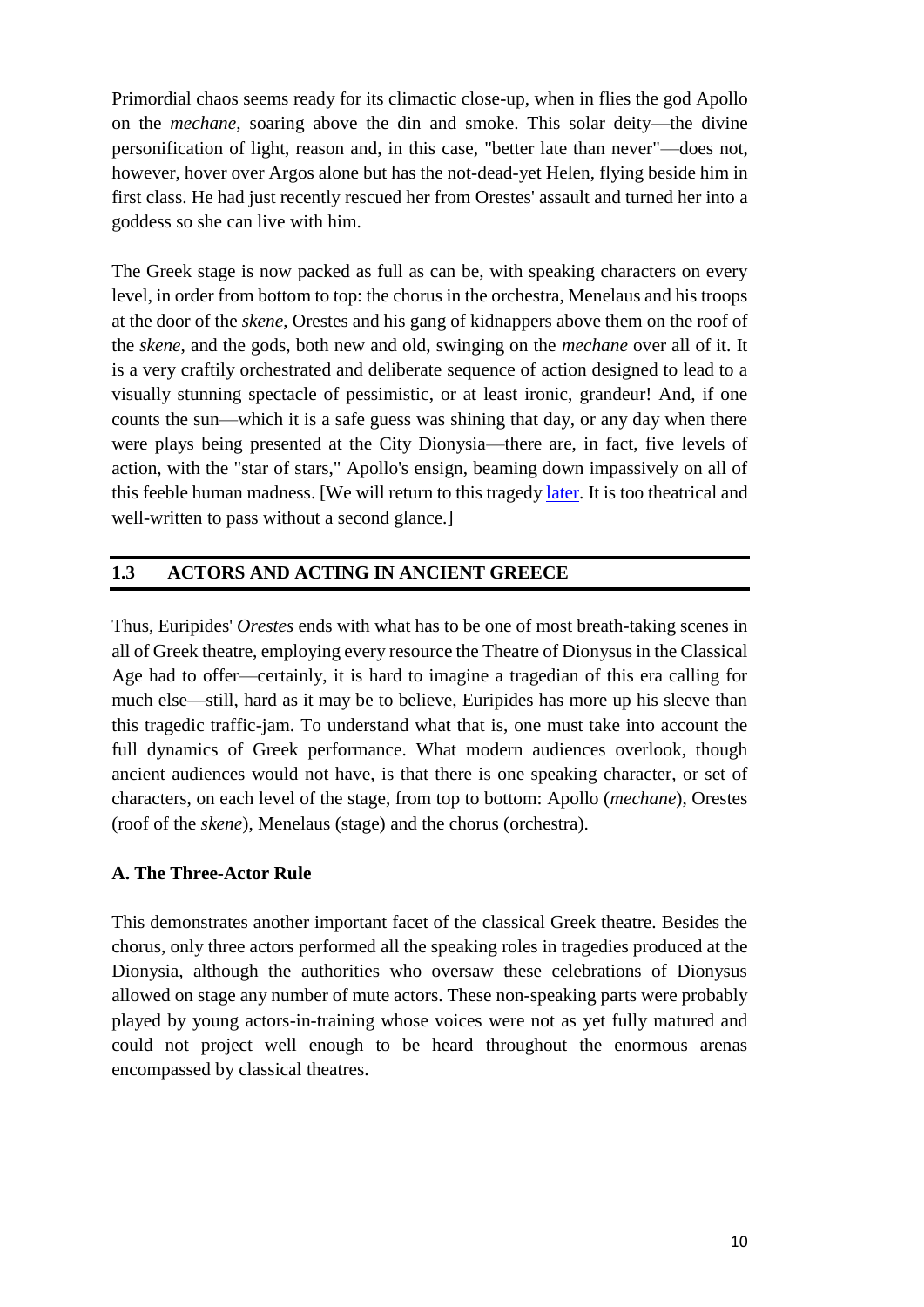Primordial chaos seems ready for its climactic close-up, when in flies the god Apollo on the *mechane*, soaring above the din and smoke. This solar deity—the divine personification of light, reason and, in this case, "better late than never"—does not, however, hover over Argos alone but has the not-dead-yet Helen, flying beside him in first class. He had just recently rescued her from Orestes' assault and turned her into a goddess so she can live with him.

The Greek stage is now packed as full as can be, with speaking characters on every level, in order from bottom to top: the chorus in the orchestra, Menelaus and his troops at the door of the *skene*, Orestes and his gang of kidnappers above them on the roof of the *skene*, and the gods, both new and old, swinging on the *mechane* over all of it. It is a very craftily orchestrated and deliberate sequence of action designed to lead to a visually stunning spectacle of pessimistic, or at least ironic, grandeur! And, if one counts the sun—which it is a safe guess was shining that day, or any day when there were plays being presented at the City Dionysia—there are, in fact, five levels of action, with the "star of stars," Apollo's ensign, beaming down impassively on all of this feeble human madness. [We will return to this tragedy later. It is too theatrical and well-written to pass without a second glance.]

## 1.3 ACTORS AND ACTING IN ANCIENT GREECE

Thus, Euripides' *Orestes* ends with what has to be one of most breath-taking scenes in all of Greek theatre, employing every resource the Theatre of Dionysus in the Classical Age had to offer—certainly, it is hard to imagine a tragedian of this era calling for much else—still, hard as it may be to believe, Euripides has more up his sleeve than this tragedic traffic-jam. To understand what that is, one must take into account the full dynamics of Greek performance. What modern audiences overlook, though ancient audiences would not have, is that there is one speaking character, or set of characters, on each level of the stage, from top to bottom: Apollo (*mechane*), Orestes (roof of the *skene*), Menelaus (stage) and the chorus (orchestra).

### A. The Three-Actor Rule

This demonstrates another important facet of the classical Greek theatre. Besides the chorus, only three actors performed all the speaking roles in tragedies produced at the Dionysia, although the authorities who oversaw these celebrations of Dionysus allowed on stage any number of mute actors. These non-speaking parts were probably played by young actors-in-training whose voices were not as yet fully matured and could not project well enough to be heard throughout the enormous arenas encompassed by classical theatres.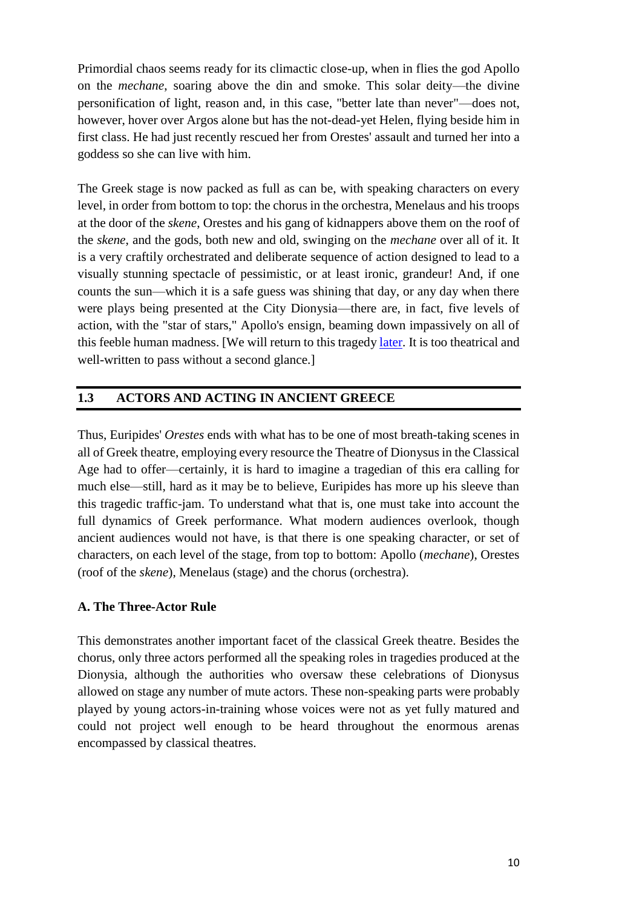Primordial chaos seems ready for its climactic close-up, when in flies the god Apollo on the *mechane*, soaring above the din and smoke. This solar deity—the divine personification of light, reason and, in this case, "better late than never"—does not, however, hover over Argos alone but has the not-dead-yet Helen, flying beside him in first class. He had just recently rescued her from Orestes' assault and turned her into a goddess so she can live with him.

The Greek stage is now packed as full as can be, with speaking characters on every level, in order from bottom to top: the chorus in the orchestra, Menelaus and his troops at the door of the *skene*, Orestes and his gang of kidnappers above them on the roof of the *skene*, and the gods, both new and old, swinging on the *mechane* over all of it. It is a very craftily orchestrated and deliberate sequence of action designed to lead to a visually stunning spectacle of pessimistic, or at least ironic, grandeur! And, if one counts the sun—which it is a safe guess was shining that day, or any day when there were plays being presented at the City Dionysia—there are, in fact, five levels of action, with the "star of stars," Apollo's ensign, beaming down impassively on all of this feeble human madness. [We will return to this tragedy later. It is too theatrical and well-written to pass without a second glance.]

## 1.3 ACTORS AND ACTING IN ANCIENT GREECE

Thus, Euripides' *Orestes* ends with what has to be one of most breath-taking scenes in all of Greek theatre, employing every resource the Theatre of Dionysus in the Classical Age had to offer—certainly, it is hard to imagine a tragedian of this era calling for much else—still, hard as it may be to believe, Euripides has more up his sleeve than this tragedic traffic-jam. To understand what that is, one must take into account the full dynamics of Greek performance. What modern audiences overlook, though ancient audiences would not have, is that there is one speaking character, or set of characters, on each level of the stage, from top to bottom: Apollo (*mechane*), Orestes (roof of the *skene*), Menelaus (stage) and the chorus (orchestra).

### A. The Three-Actor Rule

This demonstrates another important facet of the classical Greek theatre. Besides the chorus, only three actors performed all the speaking roles in tragedies produced at the Dionysia, although the authorities who oversaw these celebrations of Dionysus allowed on stage any number of mute actors. These non-speaking parts were probably played by young actors-in-training whose voices were not as yet fully matured and could not project well enough to be heard throughout the enormous arenas encompassed by classical theatres.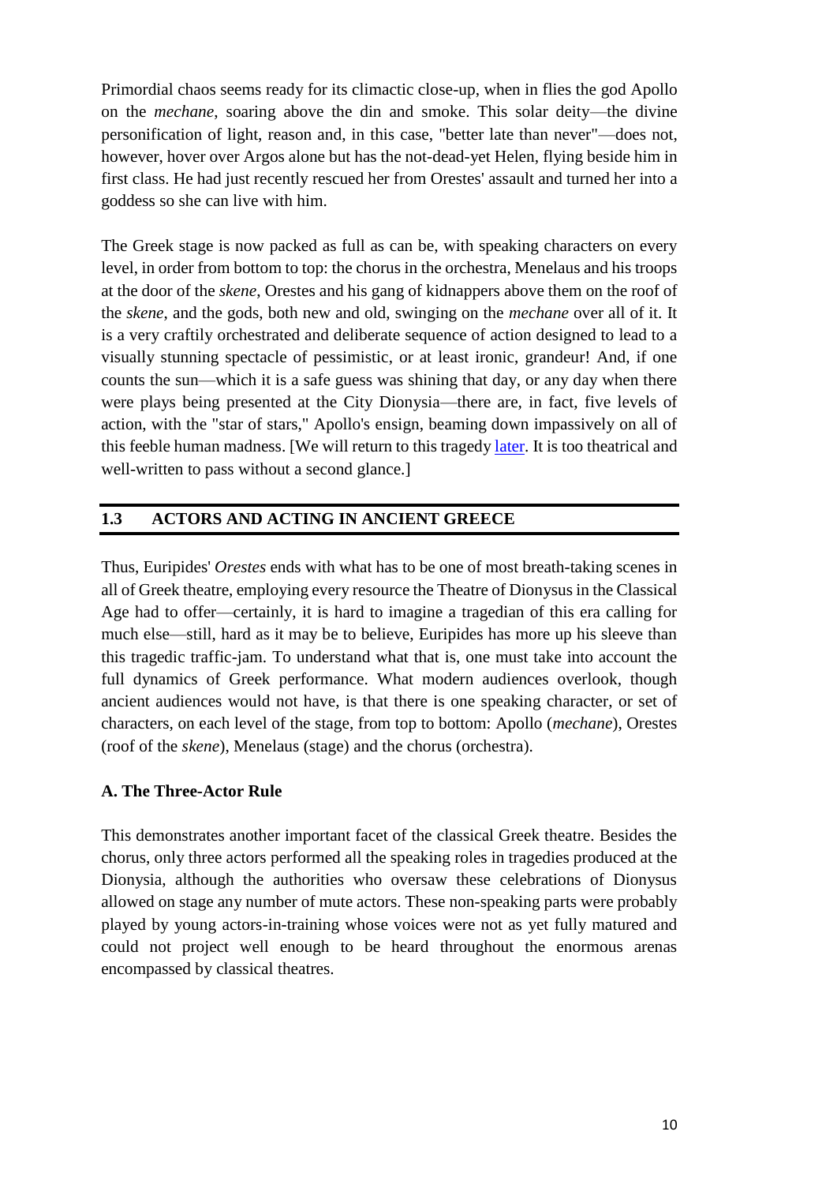Primordial chaos seems ready for its climactic close-up, when in flies the god Apollo on the *mechane*, soaring above the din and smoke. This solar deity—the divine personification of light, reason and, in this case, "better late than never"—does not, however, hover over Argos alone but has the not-dead-yet Helen, flying beside him in first class. He had just recently rescued her from Orestes' assault and turned her into a goddess so she can live with him.

The Greek stage is now packed as full as can be, with speaking characters on every level, in order from bottom to top: the chorus in the orchestra, Menelaus and his troops at the door of the *skene*, Orestes and his gang of kidnappers above them on the roof of the *skene*, and the gods, both new and old, swinging on the *mechane* over all of it. It is a very craftily orchestrated and deliberate sequence of action designed to lead to a visually stunning spectacle of pessimistic, or at least ironic, grandeur! And, if one counts the sun—which it is a safe guess was shining that day, or any day when there were plays being presented at the City Dionysia—there are, in fact, five levels of action, with the "star of stars," Apollo's ensign, beaming down impassively on all of this feeble human madness. [We will return to this tragedy later. It is too theatrical and well-written to pass without a second glance.]

## 1.3 ACTORS AND ACTING IN ANCIENT GREECE

Thus, Euripides' *Orestes* ends with what has to be one of most breath-taking scenes in all of Greek theatre, employing every resource the Theatre of Dionysus in the Classical Age had to offer—certainly, it is hard to imagine a tragedian of this era calling for much else—still, hard as it may be to believe, Euripides has more up his sleeve than this tragedic traffic-jam. To understand what that is, one must take into account the full dynamics of Greek performance. What modern audiences overlook, though ancient audiences would not have, is that there is one speaking character, or set of characters, on each level of the stage, from top to bottom: Apollo (*mechane*), Orestes (roof of the *skene*), Menelaus (stage) and the chorus (orchestra).

### A. The Three-Actor Rule

This demonstrates another important facet of the classical Greek theatre. Besides the chorus, only three actors performed all the speaking roles in tragedies produced at the Dionysia, although the authorities who oversaw these celebrations of Dionysus allowed on stage any number of mute actors. These non-speaking parts were probably played by young actors-in-training whose voices were not as yet fully matured and could not project well enough to be heard throughout the enormous arenas encompassed by classical theatres.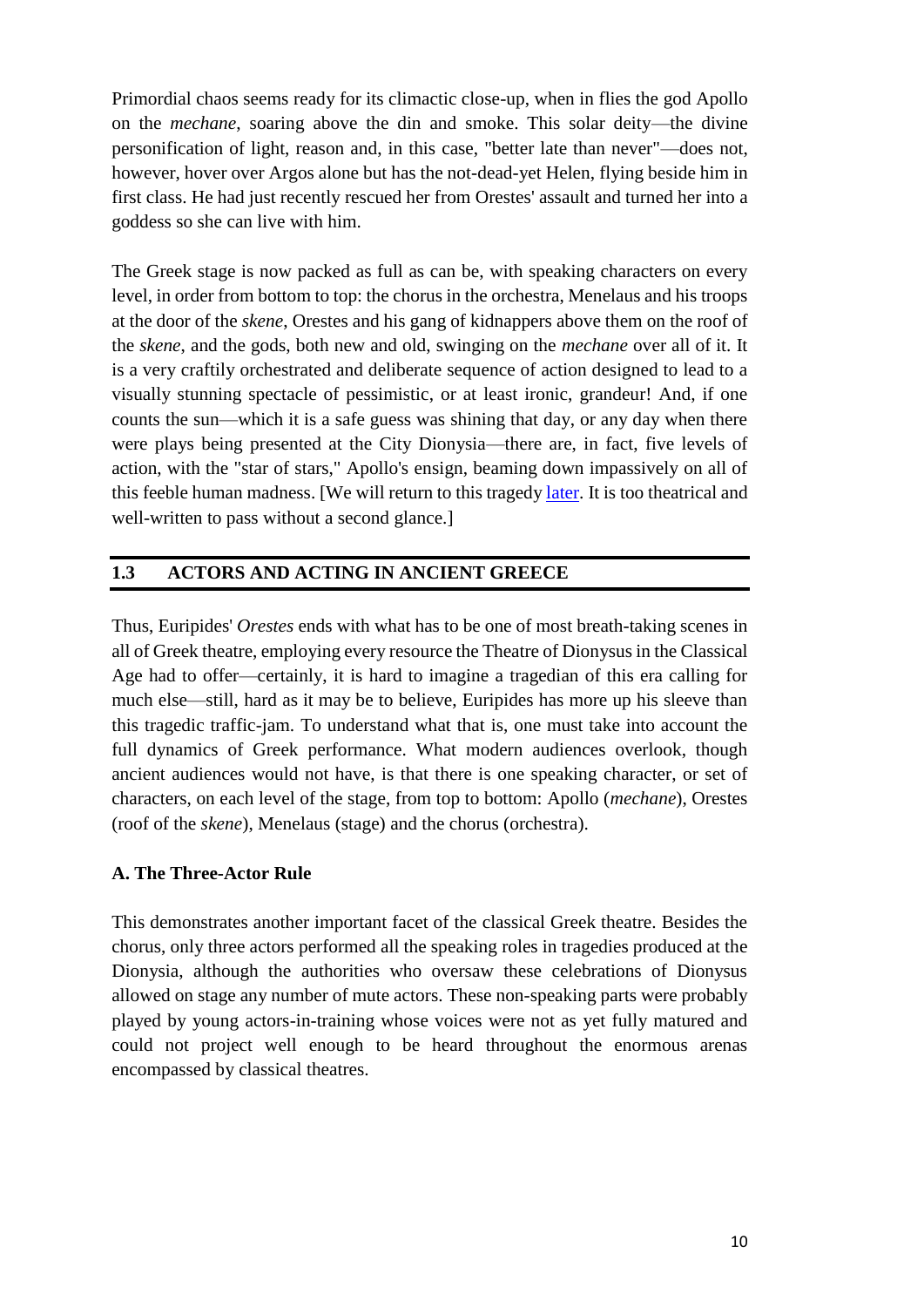Primordial chaos seems ready for its climactic close-up, when in flies the god Apollo on the *mechane*, soaring above the din and smoke. This solar deity—the divine personification of light, reason and, in this case, "better late than never"—does not, however, hover over Argos alone but has the not-dead-yet Helen, flying beside him in first class. He had just recently rescued her from Orestes' assault and turned her into a goddess so she can live with him.

The Greek stage is now packed as full as can be, with speaking characters on every level, in order from bottom to top: the chorus in the orchestra, Menelaus and his troops at the door of the *skene*, Orestes and his gang of kidnappers above them on the roof of the *skene*, and the gods, both new and old, swinging on the *mechane* over all of it. It is a very craftily orchestrated and deliberate sequence of action designed to lead to a visually stunning spectacle of pessimistic, or at least ironic, grandeur! And, if one counts the sun—which it is a safe guess was shining that day, or any day when there were plays being presented at the City Dionysia—there are, in fact, five levels of action, with the "star of stars," Apollo's ensign, beaming down impassively on all of this feeble human madness. [We will return to this tragedy later. It is too theatrical and well-written to pass without a second glance.]

## 1.3 ACTORS AND ACTING IN ANCIENT GREECE

Thus, Euripides' *Orestes* ends with what has to be one of most breath-taking scenes in all of Greek theatre, employing every resource the Theatre of Dionysus in the Classical Age had to offer—certainly, it is hard to imagine a tragedian of this era calling for much else—still, hard as it may be to believe, Euripides has more up his sleeve than this tragedic traffic-jam. To understand what that is, one must take into account the full dynamics of Greek performance. What modern audiences overlook, though ancient audiences would not have, is that there is one speaking character, or set of characters, on each level of the stage, from top to bottom: Apollo (*mechane*), Orestes (roof of the *skene*), Menelaus (stage) and the chorus (orchestra).

### A. The Three-Actor Rule

This demonstrates another important facet of the classical Greek theatre. Besides the chorus, only three actors performed all the speaking roles in tragedies produced at the Dionysia, although the authorities who oversaw these celebrations of Dionysus allowed on stage any number of mute actors. These non-speaking parts were probably played by young actors-in-training whose voices were not as yet fully matured and could not project well enough to be heard throughout the enormous arenas encompassed by classical theatres.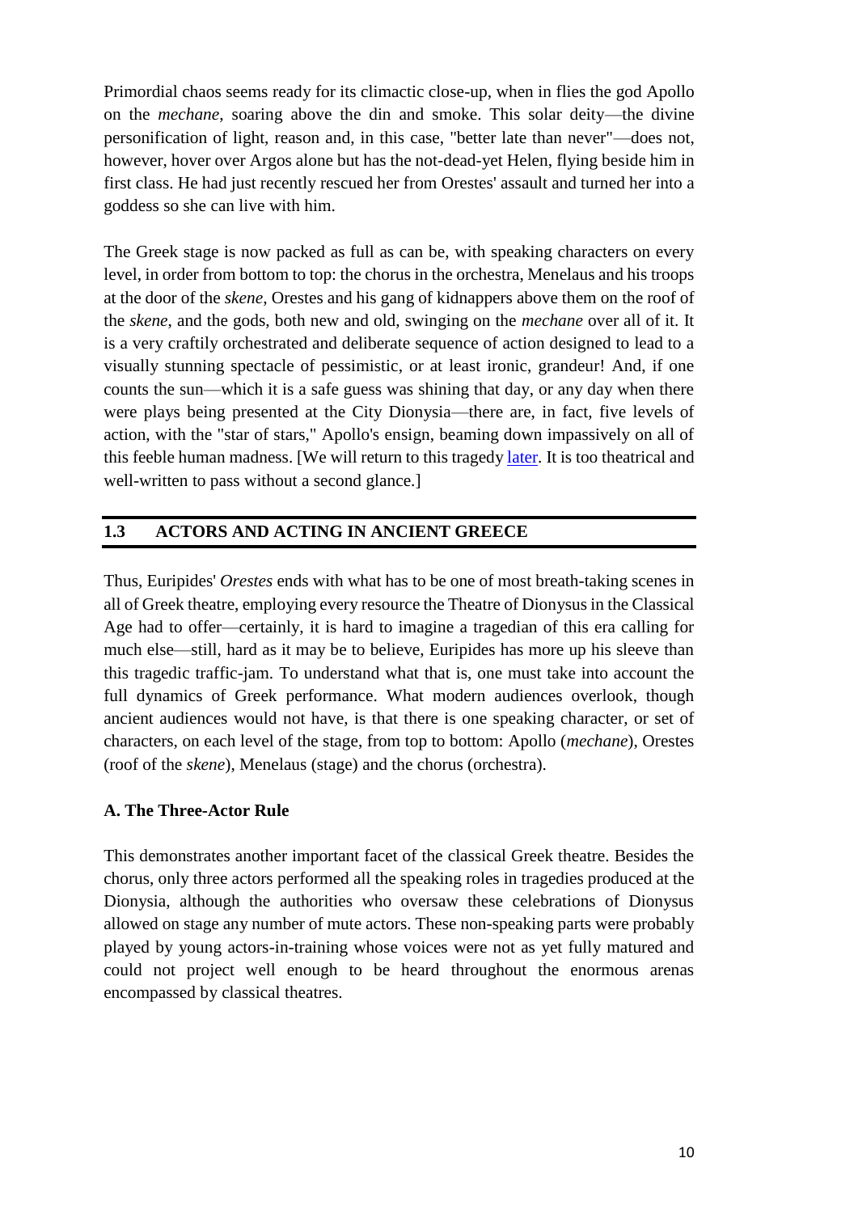Primordial chaos seems ready for its climactic close-up, when in flies the god Apollo on the *mechane*, soaring above the din and smoke. This solar deity—the divine personification of light, reason and, in this case, "better late than never"—does not, however, hover over Argos alone but has the not-dead-yet Helen, flying beside him in first class. He had just recently rescued her from Orestes' assault and turned her into a goddess so she can live with him.

The Greek stage is now packed as full as can be, with speaking characters on every level, in order from bottom to top: the chorus in the orchestra, Menelaus and his troops at the door of the *skene*, Orestes and his gang of kidnappers above them on the roof of the *skene*, and the gods, both new and old, swinging on the *mechane* over all of it. It is a very craftily orchestrated and deliberate sequence of action designed to lead to a visually stunning spectacle of pessimistic, or at least ironic, grandeur! And, if one counts the sun—which it is a safe guess was shining that day, or any day when there were plays being presented at the City Dionysia—there are, in fact, five levels of action, with the "star of stars," Apollo's ensign, beaming down impassively on all of this feeble human madness. [We will return to this tragedy later. It is too theatrical and well-written to pass without a second glance.]

## 1.3 ACTORS AND ACTING IN ANCIENT GREECE

Thus, Euripides' *Orestes* ends with what has to be one of most breath-taking scenes in all of Greek theatre, employing every resource the Theatre of Dionysus in the Classical Age had to offer—certainly, it is hard to imagine a tragedian of this era calling for much else—still, hard as it may be to believe, Euripides has more up his sleeve than this tragedic traffic-jam. To understand what that is, one must take into account the full dynamics of Greek performance. What modern audiences overlook, though ancient audiences would not have, is that there is one speaking character, or set of characters, on each level of the stage, from top to bottom: Apollo (*mechane*), Orestes (roof of the *skene*), Menelaus (stage) and the chorus (orchestra).

### A. The Three-Actor Rule

This demonstrates another important facet of the classical Greek theatre. Besides the chorus, only three actors performed all the speaking roles in tragedies produced at the Dionysia, although the authorities who oversaw these celebrations of Dionysus allowed on stage any number of mute actors. These non-speaking parts were probably played by young actors-in-training whose voices were not as yet fully matured and could not project well enough to be heard throughout the enormous arenas encompassed by classical theatres.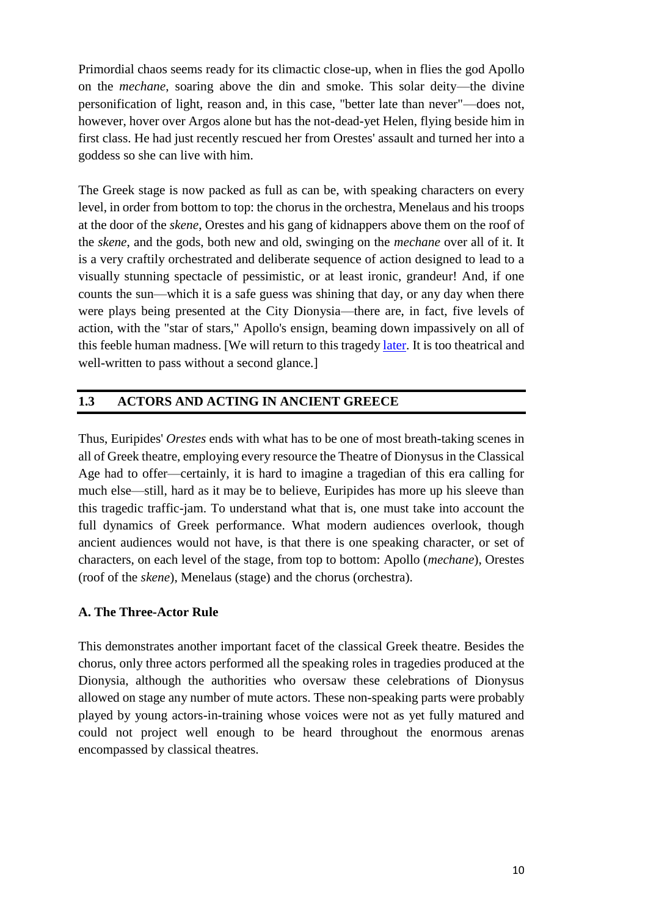Primordial chaos seems ready for its climactic close-up, when in flies the god Apollo on the *mechane*, soaring above the din and smoke. This solar deity—the divine personification of light, reason and, in this case, "better late than never"—does not, however, hover over Argos alone but has the not-dead-yet Helen, flying beside him in first class. He had just recently rescued her from Orestes' assault and turned her into a goddess so she can live with him.

The Greek stage is now packed as full as can be, with speaking characters on every level, in order from bottom to top: the chorus in the orchestra, Menelaus and his troops at the door of the *skene*, Orestes and his gang of kidnappers above them on the roof of the *skene*, and the gods, both new and old, swinging on the *mechane* over all of it. It is a very craftily orchestrated and deliberate sequence of action designed to lead to a visually stunning spectacle of pessimistic, or at least ironic, grandeur! And, if one counts the sun—which it is a safe guess was shining that day, or any day when there were plays being presented at the City Dionysia—there are, in fact, five levels of action, with the "star of stars," Apollo's ensign, beaming down impassively on all of this feeble human madness. [We will return to this tragedy later. It is too theatrical and well-written to pass without a second glance.]

## 1.3 ACTORS AND ACTING IN ANCIENT GREECE

Thus, Euripides' *Orestes* ends with what has to be one of most breath-taking scenes in all of Greek theatre, employing every resource the Theatre of Dionysus in the Classical Age had to offer—certainly, it is hard to imagine a tragedian of this era calling for much else—still, hard as it may be to believe, Euripides has more up his sleeve than this tragedic traffic-jam. To understand what that is, one must take into account the full dynamics of Greek performance. What modern audiences overlook, though ancient audiences would not have, is that there is one speaking character, or set of characters, on each level of the stage, from top to bottom: Apollo (*mechane*), Orestes (roof of the *skene*), Menelaus (stage) and the chorus (orchestra).

### A. The Three-Actor Rule

This demonstrates another important facet of the classical Greek theatre. Besides the chorus, only three actors performed all the speaking roles in tragedies produced at the Dionysia, although the authorities who oversaw these celebrations of Dionysus allowed on stage any number of mute actors. These non-speaking parts were probably played by young actors-in-training whose voices were not as yet fully matured and could not project well enough to be heard throughout the enormous arenas encompassed by classical theatres.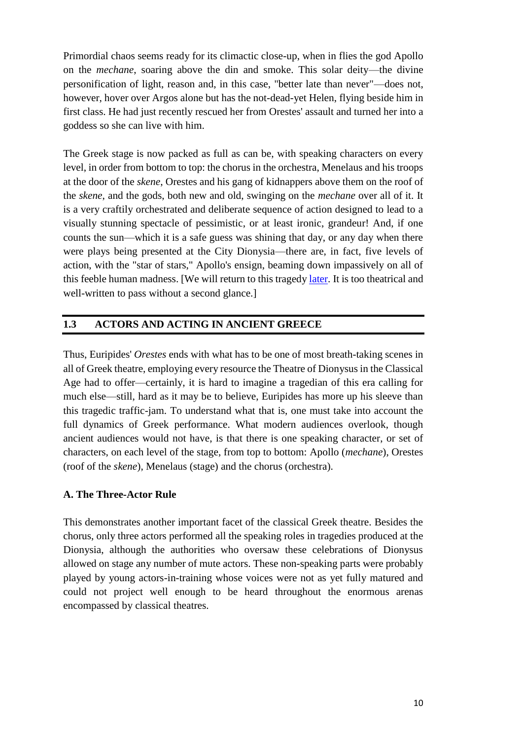Primordial chaos seems ready for its climactic close-up, when in flies the god Apollo on the *mechane*, soaring above the din and smoke. This solar deity—the divine personification of light, reason and, in this case, "better late than never"—does not, however, hover over Argos alone but has the not-dead-yet Helen, flying beside him in first class. He had just recently rescued her from Orestes' assault and turned her into a goddess so she can live with him.

The Greek stage is now packed as full as can be, with speaking characters on every level, in order from bottom to top: the chorus in the orchestra, Menelaus and his troops at the door of the *skene*, Orestes and his gang of kidnappers above them on the roof of the *skene*, and the gods, both new and old, swinging on the *mechane* over all of it. It is a very craftily orchestrated and deliberate sequence of action designed to lead to a visually stunning spectacle of pessimistic, or at least ironic, grandeur! And, if one counts the sun—which it is a safe guess was shining that day, or any day when there were plays being presented at the City Dionysia—there are, in fact, five levels of action, with the "star of stars," Apollo's ensign, beaming down impassively on all of this feeble human madness. [We will return to this tragedy later. It is too theatrical and well-written to pass without a second glance.]

## 1.3 ACTORS AND ACTING IN ANCIENT GREECE

Thus, Euripides' *Orestes* ends with what has to be one of most breath-taking scenes in all of Greek theatre, employing every resource the Theatre of Dionysus in the Classical Age had to offer—certainly, it is hard to imagine a tragedian of this era calling for much else—still, hard as it may be to believe, Euripides has more up his sleeve than this tragedic traffic-jam. To understand what that is, one must take into account the full dynamics of Greek performance. What modern audiences overlook, though ancient audiences would not have, is that there is one speaking character, or set of characters, on each level of the stage, from top to bottom: Apollo (*mechane*), Orestes (roof of the *skene*), Menelaus (stage) and the chorus (orchestra).

### A. The Three-Actor Rule

This demonstrates another important facet of the classical Greek theatre. Besides the chorus, only three actors performed all the speaking roles in tragedies produced at the Dionysia, although the authorities who oversaw these celebrations of Dionysus allowed on stage any number of mute actors. These non-speaking parts were probably played by young actors-in-training whose voices were not as yet fully matured and could not project well enough to be heard throughout the enormous arenas encompassed by classical theatres.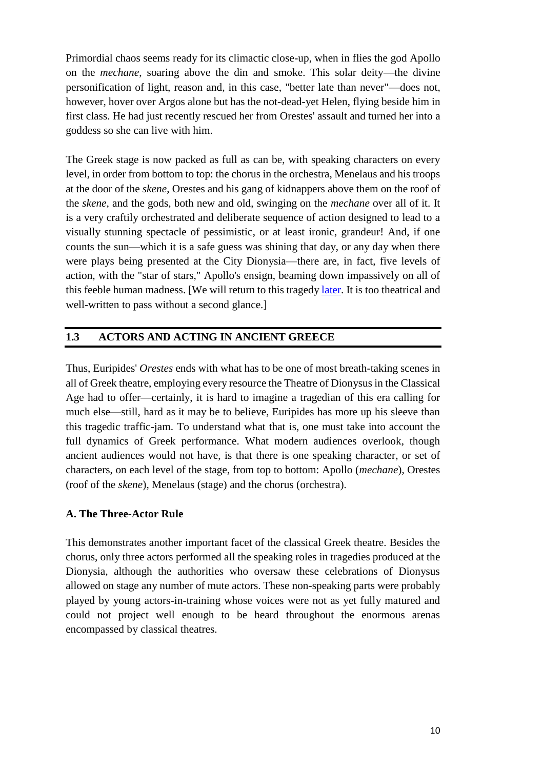Primordial chaos seems ready for its climactic close-up, when in flies the god Apollo on the *mechane*, soaring above the din and smoke. This solar deity—the divine personification of light, reason and, in this case, "better late than never"—does not, however, hover over Argos alone but has the not-dead-yet Helen, flying beside him in first class. He had just recently rescued her from Orestes' assault and turned her into a goddess so she can live with him.

The Greek stage is now packed as full as can be, with speaking characters on every level, in order from bottom to top: the chorus in the orchestra, Menelaus and his troops at the door of the *skene*, Orestes and his gang of kidnappers above them on the roof of the *skene*, and the gods, both new and old, swinging on the *mechane* over all of it. It is a very craftily orchestrated and deliberate sequence of action designed to lead to a visually stunning spectacle of pessimistic, or at least ironic, grandeur! And, if one counts the sun—which it is a safe guess was shining that day, or any day when there were plays being presented at the City Dionysia—there are, in fact, five levels of action, with the "star of stars," Apollo's ensign, beaming down impassively on all of this feeble human madness. [We will return to this tragedy later. It is too theatrical and well-written to pass without a second glance.]

## 1.3 ACTORS AND ACTING IN ANCIENT GREECE

Thus, Euripides' *Orestes* ends with what has to be one of most breath-taking scenes in all of Greek theatre, employing every resource the Theatre of Dionysus in the Classical Age had to offer—certainly, it is hard to imagine a tragedian of this era calling for much else—still, hard as it may be to believe, Euripides has more up his sleeve than this tragedic traffic-jam. To understand what that is, one must take into account the full dynamics of Greek performance. What modern audiences overlook, though ancient audiences would not have, is that there is one speaking character, or set of characters, on each level of the stage, from top to bottom: Apollo (*mechane*), Orestes (roof of the *skene*), Menelaus (stage) and the chorus (orchestra).

### A. The Three-Actor Rule

This demonstrates another important facet of the classical Greek theatre. Besides the chorus, only three actors performed all the speaking roles in tragedies produced at the Dionysia, although the authorities who oversaw these celebrations of Dionysus allowed on stage any number of mute actors. These non-speaking parts were probably played by young actors-in-training whose voices were not as yet fully matured and could not project well enough to be heard throughout the enormous arenas encompassed by classical theatres.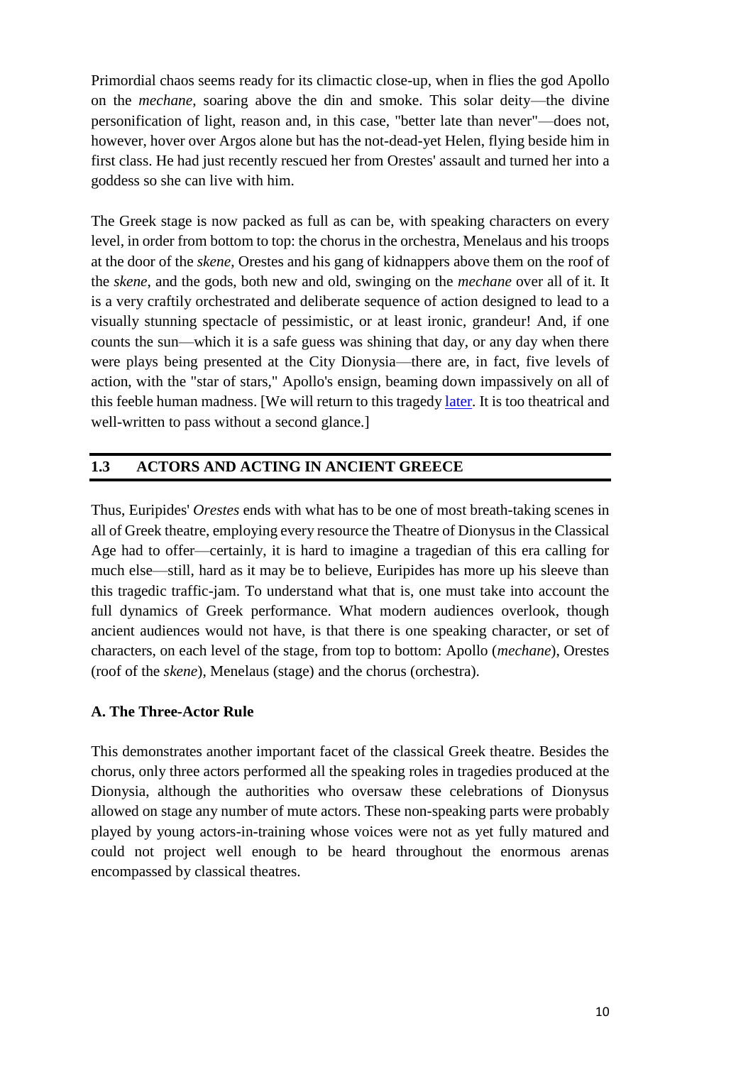Primordial chaos seems ready for its climactic close-up, when in flies the god Apollo on the *mechane*, soaring above the din and smoke. This solar deity—the divine personification of light, reason and, in this case, "better late than never"—does not, however, hover over Argos alone but has the not-dead-yet Helen, flying beside him in first class. He had just recently rescued her from Orestes' assault and turned her into a goddess so she can live with him.

The Greek stage is now packed as full as can be, with speaking characters on every level, in order from bottom to top: the chorus in the orchestra, Menelaus and his troops at the door of the *skene*, Orestes and his gang of kidnappers above them on the roof of the *skene*, and the gods, both new and old, swinging on the *mechane* over all of it. It is a very craftily orchestrated and deliberate sequence of action designed to lead to a visually stunning spectacle of pessimistic, or at least ironic, grandeur! And, if one counts the sun—which it is a safe guess was shining that day, or any day when there were plays being presented at the City Dionysia—there are, in fact, five levels of action, with the "star of stars," Apollo's ensign, beaming down impassively on all of this feeble human madness. [We will return to this tragedy later. It is too theatrical and well-written to pass without a second glance.]

## 1.3 ACTORS AND ACTING IN ANCIENT GREECE

Thus, Euripides' *Orestes* ends with what has to be one of most breath-taking scenes in all of Greek theatre, employing every resource the Theatre of Dionysus in the Classical Age had to offer—certainly, it is hard to imagine a tragedian of this era calling for much else—still, hard as it may be to believe, Euripides has more up his sleeve than this tragedic traffic-jam. To understand what that is, one must take into account the full dynamics of Greek performance. What modern audiences overlook, though ancient audiences would not have, is that there is one speaking character, or set of characters, on each level of the stage, from top to bottom: Apollo (*mechane*), Orestes (roof of the *skene*), Menelaus (stage) and the chorus (orchestra).

### A. The Three-Actor Rule

This demonstrates another important facet of the classical Greek theatre. Besides the chorus, only three actors performed all the speaking roles in tragedies produced at the Dionysia, although the authorities who oversaw these celebrations of Dionysus allowed on stage any number of mute actors. These non-speaking parts were probably played by young actors-in-training whose voices were not as yet fully matured and could not project well enough to be heard throughout the enormous arenas encompassed by classical theatres.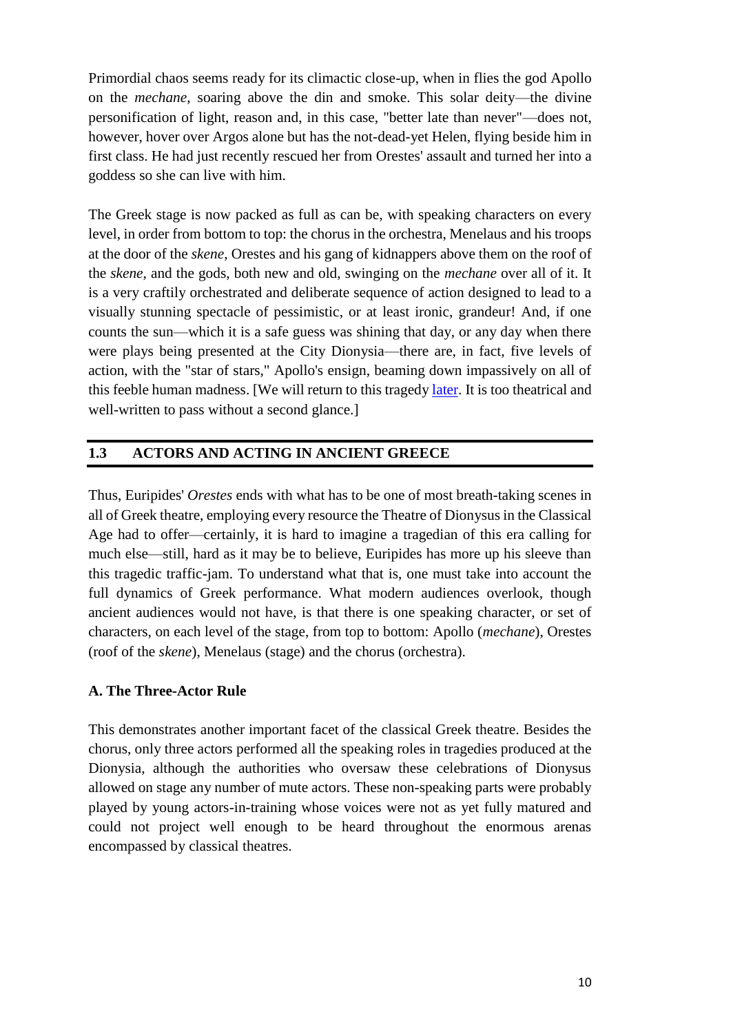Primordial chaos seems ready for its climactic close-up, when in flies the god Apollo on the *mechane*, soaring above the din and smoke. This solar deity—the divine personification of light, reason and, in this case, "better late than never"—does not, however, hover over Argos alone but has the not-dead-yet Helen, flying beside him in first class. He had just recently rescued her from Orestes' assault and turned her into a goddess so she can live with him.

The Greek stage is now packed as full as can be, with speaking characters on every level, in order from bottom to top: the chorus in the orchestra, Menelaus and his troops at the door of the *skene*, Orestes and his gang of kidnappers above them on the roof of the *skene*, and the gods, both new and old, swinging on the *mechane* over all of it. It is a very craftily orchestrated and deliberate sequence of action designed to lead to a visually stunning spectacle of pessimistic, or at least ironic, grandeur! And, if one counts the sun—which it is a safe guess was shining that day, or any day when there were plays being presented at the City Dionysia—there are, in fact, five levels of action, with the "star of stars," Apollo's ensign, beaming down impassively on all of this feeble human madness. [We will return to this tragedy later. It is too theatrical and well-written to pass without a second glance.]

## 1.3 ACTORS AND ACTING IN ANCIENT GREECE

Thus, Euripides' *Orestes* ends with what has to be one of most breath-taking scenes in all of Greek theatre, employing every resource the Theatre of Dionysus in the Classical Age had to offer—certainly, it is hard to imagine a tragedian of this era calling for much else—still, hard as it may be to believe, Euripides has more up his sleeve than this tragedic traffic-jam. To understand what that is, one must take into account the full dynamics of Greek performance. What modern audiences overlook, though ancient audiences would not have, is that there is one speaking character, or set of characters, on each level of the stage, from top to bottom: Apollo (*mechane*), Orestes (roof of the *skene*), Menelaus (stage) and the chorus (orchestra).

### A. The Three-Actor Rule

This demonstrates another important facet of the classical Greek theatre. Besides the chorus, only three actors performed all the speaking roles in tragedies produced at the Dionysia, although the authorities who oversaw these celebrations of Dionysus allowed on stage any number of mute actors. These non-speaking parts were probably played by young actors-in-training whose voices were not as yet fully matured and could not project well enough to be heard throughout the enormous arenas encompassed by classical theatres.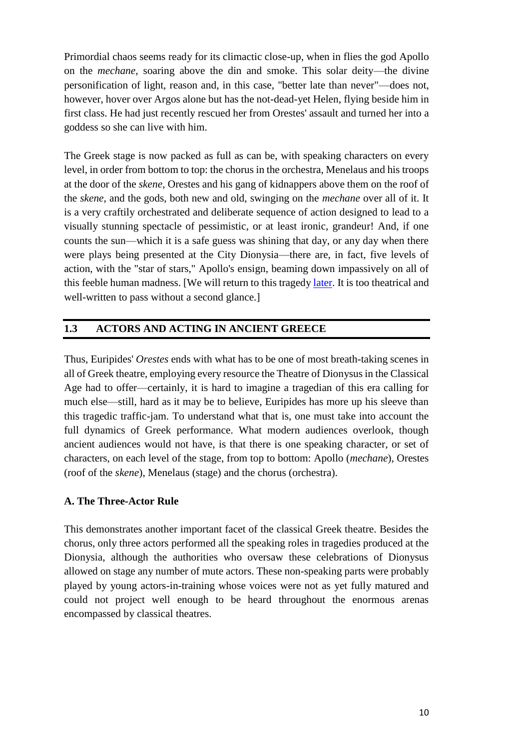Primordial chaos seems ready for its climactic close-up, when in flies the god Apollo on the *mechane*, soaring above the din and smoke. This solar deity—the divine personification of light, reason and, in this case, "better late than never"—does not, however, hover over Argos alone but has the not-dead-yet Helen, flying beside him in first class. He had just recently rescued her from Orestes' assault and turned her into a goddess so she can live with him.

The Greek stage is now packed as full as can be, with speaking characters on every level, in order from bottom to top: the chorus in the orchestra, Menelaus and his troops at the door of the *skene*, Orestes and his gang of kidnappers above them on the roof of the *skene*, and the gods, both new and old, swinging on the *mechane* over all of it. It is a very craftily orchestrated and deliberate sequence of action designed to lead to a visually stunning spectacle of pessimistic, or at least ironic, grandeur! And, if one counts the sun—which it is a safe guess was shining that day, or any day when there were plays being presented at the City Dionysia—there are, in fact, five levels of action, with the "star of stars," Apollo's ensign, beaming down impassively on all of this feeble human madness. [We will return to this tragedy later. It is too theatrical and well-written to pass without a second glance.]

## 1.3 ACTORS AND ACTING IN ANCIENT GREECE

Thus, Euripides' *Orestes* ends with what has to be one of most breath-taking scenes in all of Greek theatre, employing every resource the Theatre of Dionysus in the Classical Age had to offer—certainly, it is hard to imagine a tragedian of this era calling for much else—still, hard as it may be to believe, Euripides has more up his sleeve than this tragedic traffic-jam. To understand what that is, one must take into account the full dynamics of Greek performance. What modern audiences overlook, though ancient audiences would not have, is that there is one speaking character, or set of characters, on each level of the stage, from top to bottom: Apollo (*mechane*), Orestes (roof of the *skene*), Menelaus (stage) and the chorus (orchestra).

### A. The Three-Actor Rule

This demonstrates another important facet of the classical Greek theatre. Besides the chorus, only three actors performed all the speaking roles in tragedies produced at the Dionysia, although the authorities who oversaw these celebrations of Dionysus allowed on stage any number of mute actors. These non-speaking parts were probably played by young actors-in-training whose voices were not as yet fully matured and could not project well enough to be heard throughout the enormous arenas encompassed by classical theatres.